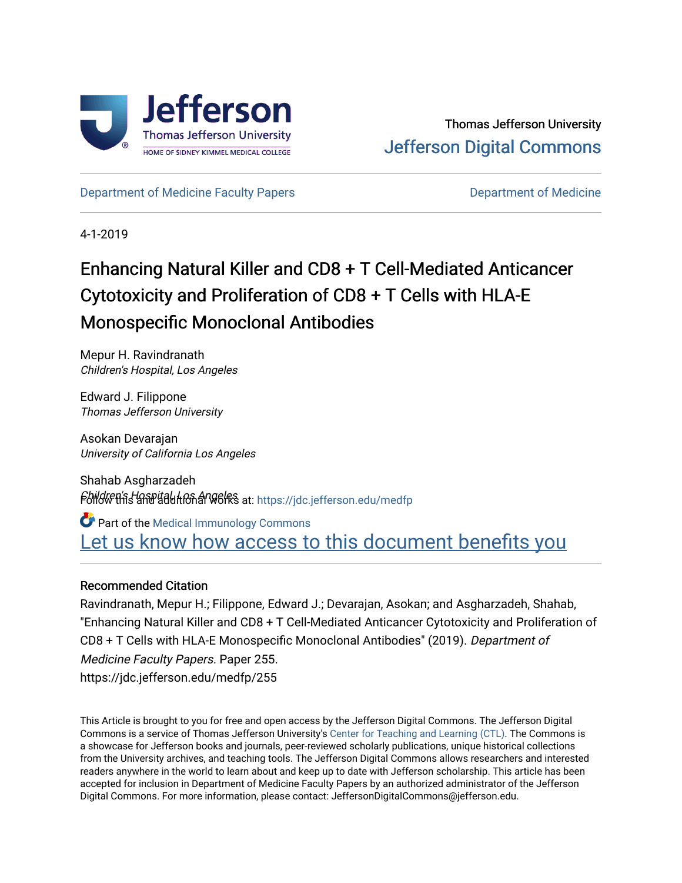Thomas Jefferson University

Jefferson Digital Commons

Department of Medicine Faculty Papers | Department of Medicine

4-1-2019

# Enhancing Natural Killer and CD8 + T Cell-Mediated Anticancer Cytotoxicity and Proliferation of CD8 + T Cells with HLA-E Monospecific Monoclonal Antibodies

Mepur H. Ravindranath
*Children's Hospital, Los Angeles*

Edward J. Filippone
*Thomas Jefferson University*

Asokan Devarajan
*University of California Los Angeles*

Shahab Asgharzadeh
*Children's Hospital, Los Angeles*

Follow this and additional works at: https://jdc.jefferson.edu/medfp

Part of the Medical Immunology Commons

Let us know how access to this document benefits you

### Recommended Citation

Ravindranath, Mepur H.; Filippone, Edward J.; Devarajan, Asokan; and Asgharzadeh, Shahab, "Enhancing Natural Killer and CD8 + T Cell-Mediated Anticancer Cytotoxicity and Proliferation of CD8 + T Cells with HLA-E Monospecific Monoclonal Antibodies" (2019). *Department of Medicine Faculty Papers.* Paper 255.
https://jdc.jefferson.edu/medfp/255

This Article is brought to you for free and open access by the Jefferson Digital Commons. The Jefferson Digital Commons is a service of Thomas Jefferson University's Center for Teaching and Learning (CTL). The Commons is a showcase for Jefferson books and journals, peer-reviewed scholarly publications, unique historical collections from the University archives, and teaching tools. The Jefferson Digital Commons allows researchers and interested readers anywhere in the world to learn about and keep up to date with Jefferson scholarship. This article has been accepted for inclusion in Department of Medicine Faculty Papers by an authorized administrator of the Jefferson Digital Commons. For more information, please contact: JeffersonDigitalCommons@jefferson.edu.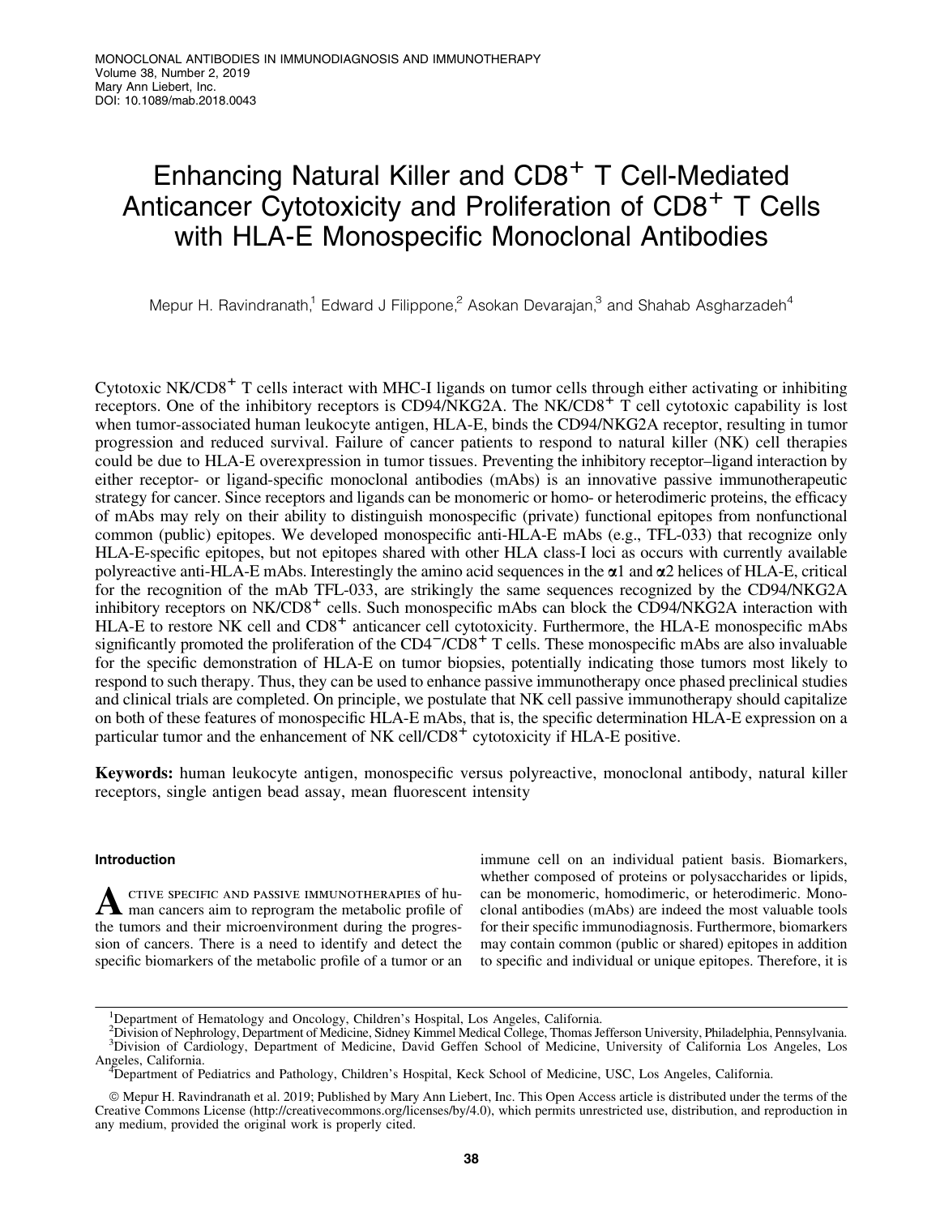# Enhancing Natural Killer and CD8$^+$ T Cell-Mediated Anticancer Cytotoxicity and Proliferation of CD8$^+$ T Cells with HLA-E Monospecific Monoclonal Antibodies

Mepur H. Ravindranath,[1] Edward J Filippone,[2] Asokan Devarajan,[3] and Shahab Asgharzadeh[4]

Cytotoxic NK/CD8$^+$ T cells interact with MHC-I ligands on tumor cells through either activating or inhibiting receptors. One of the inhibitory receptors is CD94/NKG2A. The NK/CD8$^+$ T cell cytotoxic capability is lost when tumor-associated human leukocyte antigen, HLA-E, binds the CD94/NKG2A receptor, resulting in tumor progression and reduced survival. Failure of cancer patients to respond to natural killer (NK) cell therapies could be due to HLA-E overexpression in tumor tissues. Preventing the inhibitory receptor–ligand interaction by either receptor- or ligand-specific monoclonal antibodies (mAbs) is an innovative passive immunotherapeutic strategy for cancer. Since receptors and ligands can be monomeric or homo- or heterodimeric proteins, the efficacy of mAbs may rely on their ability to distinguish monospecific (private) functional epitopes from nonfunctional common (public) epitopes. We developed monospecific anti-HLA-E mAbs (e.g., TFL-033) that recognize only HLA-E-specific epitopes, but not epitopes shared with other HLA class-I loci as occurs with currently available polyreactive anti-HLA-E mAbs. Interestingly the amino acid sequences in the α1 and α2 helices of HLA-E, critical for the recognition of the mAb TFL-033, are strikingly the same sequences recognized by the CD94/NKG2A inhibitory receptors on NK/CD8$^+$ cells. Such monospecific mAbs can block the CD94/NKG2A interaction with HLA-E to restore NK cell and CD8$^+$ anticancer cell cytotoxicity. Furthermore, the HLA-E monospecific mAbs significantly promoted the proliferation of the CD4$^-$/CD8$^+$ T cells. These monospecific mAbs are also invaluable for the specific demonstration of HLA-E on tumor biopsies, potentially indicating those tumors most likely to respond to such therapy. Thus, they can be used to enhance passive immunotherapy once phased preclinical studies and clinical trials are completed. On principle, we postulate that NK cell passive immunotherapy should capitalize on both of these features of monospecific HLA-E mAbs, that is, the specific determination HLA-E expression on a particular tumor and the enhancement of NK cell/CD8$^+$ cytotoxicity if HLA-E positive.

**Keywords:** human leukocyte antigen, monospecific versus polyreactive, monoclonal antibody, natural killer receptors, single antigen bead assay, mean fluorescent intensity

## Introduction

Active specific and passive immunotherapies of human cancers aim to reprogram the metabolic profile of the tumors and their microenvironment during the progression of cancers. There is a need to identify and detect the specific biomarkers of the metabolic profile of a tumor or an immune cell on an individual patient basis. Biomarkers, whether composed of proteins or polysaccharides or lipids, can be monomeric, homodimeric, or heterodimeric. Monoclonal antibodies (mAbs) are indeed the most valuable tools for their specific immunodiagnosis. Furthermore, biomarkers may contain common (public or shared) epitopes in addition to specific and individual or unique epitopes. Therefore, it is

[1]Department of Hematology and Oncology, Children's Hospital, Los Angeles, California.
[2]Division of Nephrology, Department of Medicine, Sidney Kimmel Medical College, Thomas Jefferson University, Philadelphia, Pennsylvania.
[3]Division of Cardiology, Department of Medicine, David Geffen School of Medicine, University of California Los Angeles, Los Angeles, California.
[4]Department of Pediatrics and Pathology, Children's Hospital, Keck School of Medicine, USC, Los Angeles, California.

© Mepur H. Ravindranath et al. 2019; Published by Mary Ann Liebert, Inc. This Open Access article is distributed under the terms of the Creative Commons License (http://creativecommons.org/licenses/by/4.0), which permits unrestricted use, distribution, and reproduction in any medium, provided the original work is properly cited.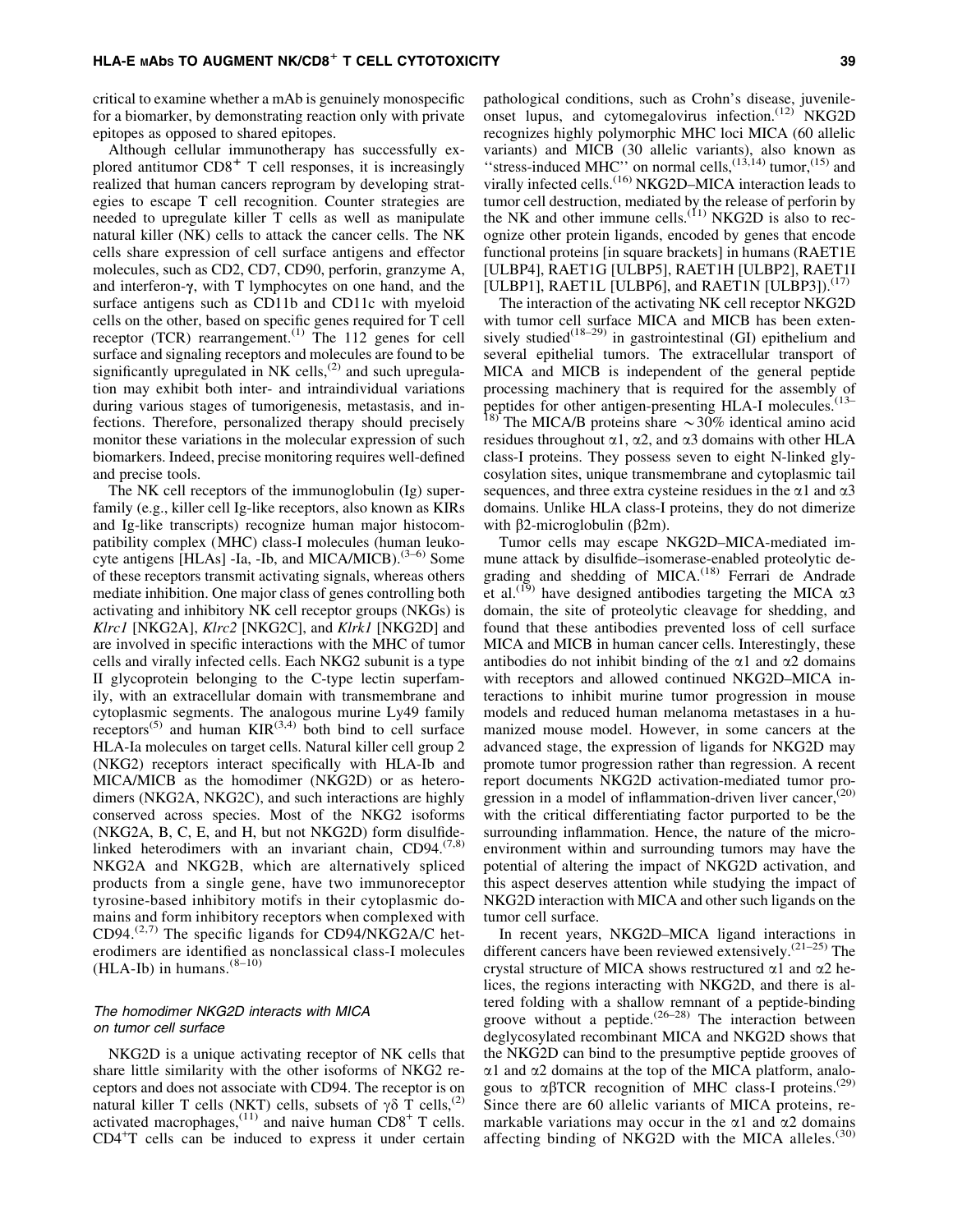critical to examine whether a mAb is genuinely monospecific for a biomarker, by demonstrating reaction only with private epitopes as opposed to shared epitopes.

Although cellular immunotherapy has successfully explored antitumor $CD8^{+}$ T cell responses, it is increasingly realized that human cancers reprogram by developing strategies to escape T cell recognition. Counter strategies are needed to upregulate killer T cells as well as manipulate natural killer (NK) cells to attack the cancer cells. The NK cells share expression of cell surface antigens and effector molecules, such as CD2, CD7, CD90, perforin, granzyme A, and interferon-γ, with T lymphocytes on one hand, and the surface antigens such as CD11b and CD11c with myeloid cells on the other, based on specific genes required for T cell receptor (TCR) rearrangement.[1] The 112 genes for cell surface and signaling receptors and molecules are found to be significantly upregulated in NK cells,[2] and such upregulation may exhibit both inter- and intraindividual variations during various stages of tumorigenesis, metastasis, and infections. Therefore, personalized therapy should precisely monitor these variations in the molecular expression of such biomarkers. Indeed, precise monitoring requires well-defined and precise tools.

The NK cell receptors of the immunoglobulin (Ig) superfamily (e.g., killer cell Ig-like receptors, also known as KIRs and Ig-like transcripts) recognize human major histocompatibility complex (MHC) class-I molecules (human leukocyte antigens [HLAs] -Ia, -Ib, and MICA/MICB).[3–6] Some of these receptors transmit activating signals, whereas others mediate inhibition. One major class of genes controlling both activating and inhibitory NK cell receptor groups (NKGs) is *Klrc1* [NKG2A], *Klrc2* [NKG2C], and *Klrk1* [NKG2D] and are involved in specific interactions with the MHC of tumor cells and virally infected cells. Each NKG2 subunit is a type II glycoprotein belonging to the C-type lectin superfamily, with an extracellular domain with transmembrane and cytoplasmic segments. The analogous murine Ly49 family receptors[5] and human KIR[3,4] both bind to cell surface HLA-Ia molecules on target cells. Natural killer cell group 2 (NKG2) receptors interact specifically with HLA-Ib and MICA/MICB as the homodimer (NKG2D) or as heterodimers (NKG2A, NKG2C), and such interactions are highly conserved across species. Most of the NKG2 isoforms (NKG2A, B, C, E, and H, but not NKG2D) form disulfide-linked heterodimers with an invariant chain, CD94.[7,8] NKG2A and NKG2B, which are alternatively spliced products from a single gene, have two immunoreceptor tyrosine-based inhibitory motifs in their cytoplasmic domains and form inhibitory receptors when complexed with CD94.[2,7] The specific ligands for CD94/NKG2A/C heterodimers are identified as nonclassical class-I molecules (HLA-Ib) in humans.[8–10]

### *The homodimer NKG2D interacts with MICA on tumor cell surface*

NKG2D is a unique activating receptor of NK cells that share little similarity with the other isoforms of NKG2 receptors and does not associate with CD94. The receptor is on natural killer T cells (NKT) cells, subsets of γδ T cells,[2] activated macrophages,[11] and naive human $CD8^{+}$ T cells. $CD4^{+}$T cells can be induced to express it under certain pathological conditions, such as Crohn's disease, juvenile-onset lupus, and cytomegalovirus infection.[12] NKG2D recognizes highly polymorphic MHC loci MICA (60 allelic variants) and MICB (30 allelic variants), also known as ''stress-induced MHC'' on normal cells,[13,14] tumor,[15] and virally infected cells.[16] NKG2D–MICA interaction leads to tumor cell destruction, mediated by the release of perforin by the NK and other immune cells.[11] NKG2D is also to recognize other protein ligands, encoded by genes that encode functional proteins [in square brackets] in humans (RAET1E [ULBP4], RAET1G [ULBP5], RAET1H [ULBP2], RAET1I [ULBP1], RAET1L [ULBP6], and RAET1N [ULBP3]).[17]

The interaction of the activating NK cell receptor NKG2D with tumor cell surface MICA and MICB has been extensively studied[18–29] in gastrointestinal (GI) epithelium and several epithelial tumors. The extracellular transport of MICA and MICB is independent of the general peptide processing machinery that is required for the assembly of peptides for other antigen-presenting HLA-I molecules.[13–18] The MICA/B proteins share ~30% identical amino acid residues throughout α1, α2, and α3 domains with other HLA class-I proteins. They possess seven to eight N-linked glycosylation sites, unique transmembrane and cytoplasmic tail sequences, and three extra cysteine residues in the α1 and α3 domains. Unlike HLA class-I proteins, they do not dimerize with β2-microglobulin (β2m).

Tumor cells may escape NKG2D–MICA-mediated immune attack by disulfide–isomerase-enabled proteolytic degrading and shedding of MICA.[18] Ferrari de Andrade et al.[19] have designed antibodies targeting the MICA α3 domain, the site of proteolytic cleavage for shedding, and found that these antibodies prevented loss of cell surface MICA and MICB in human cancer cells. Interestingly, these antibodies do not inhibit binding of the α1 and α2 domains with receptors and allowed continued NKG2D–MICA interactions to inhibit murine tumor progression in mouse models and reduced human melanoma metastases in a humanized mouse model. However, in some cancers at the advanced stage, the expression of ligands for NKG2D may promote tumor progression rather than regression. A recent report documents NKG2D activation-mediated tumor progression in a model of inflammation-driven liver cancer,[20] with the critical differentiating factor purported to be the surrounding inflammation. Hence, the nature of the microenvironment within and surrounding tumors may have the potential of altering the impact of NKG2D activation, and this aspect deserves attention while studying the impact of NKG2D interaction with MICA and other such ligands on the tumor cell surface.

In recent years, NKG2D–MICA ligand interactions in different cancers have been reviewed extensively.[21–25] The crystal structure of MICA shows restructured α1 and α2 helices, the regions interacting with NKG2D, and there is altered folding with a shallow remnant of a peptide-binding groove without a peptide.[26–28] The interaction between deglycosylated recombinant MICA and NKG2D shows that the NKG2D can bind to the presumptive peptide grooves of α1 and α2 domains at the top of the MICA platform, analogous to αβTCR recognition of MHC class-I proteins.[29] Since there are 60 allelic variants of MICA proteins, remarkable variations may occur in the α1 and α2 domains affecting binding of NKG2D with the MICA alleles.[30]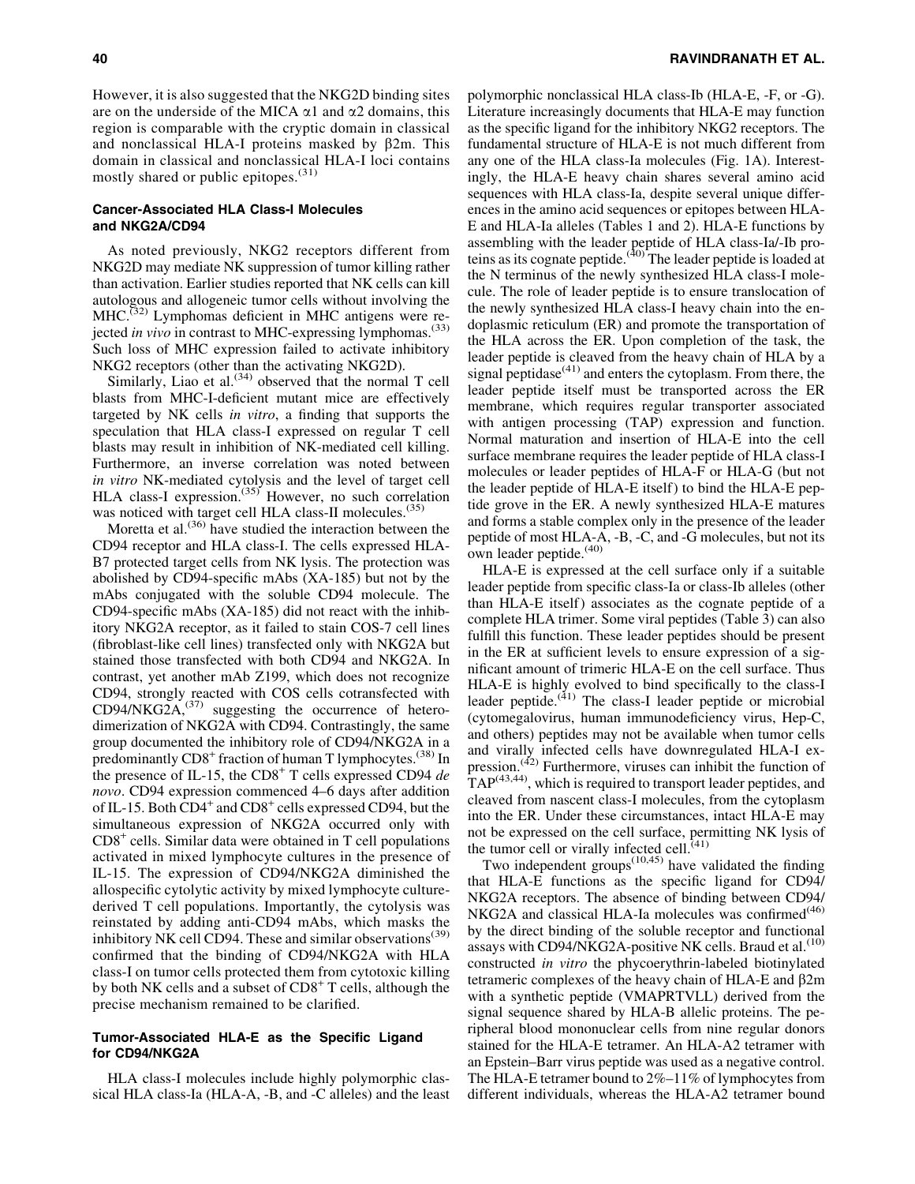However, it is also suggested that the NKG2D binding sites are on the underside of the MICA α1 and α2 domains, this region is comparable with the cryptic domain in classical and nonclassical HLA-I proteins masked by β2m. This domain in classical and nonclassical HLA-I loci contains mostly shared or public epitopes.[31]

### Cancer-Associated HLA Class-I Molecules and NKG2A/CD94

As noted previously, NKG2 receptors different from NKG2D may mediate NK suppression of tumor killing rather than activation. Earlier studies reported that NK cells can kill autologous and allogeneic tumor cells without involving the MHC.[32] Lymphomas deficient in MHC antigens were rejected *in vivo* in contrast to MHC-expressing lymphomas.[33] Such loss of MHC expression failed to activate inhibitory NKG2 receptors (other than the activating NKG2D).

Similarly, Liao et al.[34] observed that the normal T cell blasts from MHC-I-deficient mutant mice are effectively targeted by NK cells *in vitro*, a finding that supports the speculation that HLA class-I expressed on regular T cell blasts may result in inhibition of NK-mediated cell killing. Furthermore, an inverse correlation was noted between *in vitro* NK-mediated cytolysis and the level of target cell HLA class-I expression.[35] However, no such correlation was noticed with target cell HLA class-II molecules.[35]

Moretta et al.[36] have studied the interaction between the CD94 receptor and HLA class-I. The cells expressed HLA-B7 protected target cells from NK lysis. The protection was abolished by CD94-specific mAbs (XA-185) but not by the mAbs conjugated with the soluble CD94 molecule. The CD94-specific mAbs (XA-185) did not react with the inhibitory NKG2A receptor, as it failed to stain COS-7 cell lines (fibroblast-like cell lines) transfected only with NKG2A but stained those transfected with both CD94 and NKG2A. In contrast, yet another mAb Z199, which does not recognize CD94, strongly reacted with COS cells cotransfected with CD94/NKG2A,[37] suggesting the occurrence of heterodimerization of NKG2A with CD94. Contrastingly, the same group documented the inhibitory role of CD94/NKG2A in a predominantly $CD8^+$ fraction of human T lymphocytes.[38] In the presence of IL-15, the $CD8^+$ T cells expressed CD94 *de novo*. CD94 expression commenced 4–6 days after addition of IL-15. Both $CD4^+$ and $CD8^+$ cells expressed CD94, but the simultaneous expression of NKG2A occurred only with $CD8^+$ cells. Similar data were obtained in T cell populations activated in mixed lymphocyte cultures in the presence of IL-15. The expression of CD94/NKG2A diminished the allospecific cytolytic activity by mixed lymphocyte culture-derived T cell populations. Importantly, the cytolysis was reinstated by adding anti-CD94 mAbs, which masks the inhibitory NK cell CD94. These and similar observations[39] confirmed that the binding of CD94/NKG2A with HLA class-I on tumor cells protected them from cytotoxic killing by both NK cells and a subset of $CD8^+$ T cells, although the precise mechanism remained to be clarified.

### Tumor-Associated HLA-E as the Specific Ligand for CD94/NKG2A

HLA class-I molecules include highly polymorphic classical HLA class-Ia (HLA-A, -B, and -C alleles) and the least polymorphic nonclassical HLA class-Ib (HLA-E, -F, or -G). Literature increasingly documents that HLA-E may function as the specific ligand for the inhibitory NKG2 receptors. The fundamental structure of HLA-E is not much different from any one of the HLA class-Ia molecules (Fig. 1A). Interestingly, the HLA-E heavy chain shares several amino acid sequences with HLA class-Ia, despite several unique differences in the amino acid sequences or epitopes between HLA-E and HLA-Ia alleles (Tables 1 and 2). HLA-E functions by assembling with the leader peptide of HLA class-Ia/-Ib proteins as its cognate peptide.[40] The leader peptide is loaded at the N terminus of the newly synthesized HLA class-I molecule. The role of leader peptide is to ensure translocation of the newly synthesized HLA class-I heavy chain into the endoplasmic reticulum (ER) and promote the transportation of the HLA across the ER. Upon completion of the task, the leader peptide is cleaved from the heavy chain of HLA by a signal peptidase[41] and enters the cytoplasm. From there, the leader peptide itself must be transported across the ER membrane, which requires regular transporter associated with antigen processing (TAP) expression and function. Normal maturation and insertion of HLA-E into the cell surface membrane requires the leader peptide of HLA class-I molecules or leader peptides of HLA-F or HLA-G (but not the leader peptide of HLA-E itself) to bind the HLA-E peptide grove in the ER. A newly synthesized HLA-E matures and forms a stable complex only in the presence of the leader peptide of most HLA-A, -B, -C, and -G molecules, but not its own leader peptide.[40]

HLA-E is expressed at the cell surface only if a suitable leader peptide from specific class-Ia or class-Ib alleles (other than HLA-E itself) associates as the cognate peptide of a complete HLA trimer. Some viral peptides (Table 3) can also fulfill this function. These leader peptides should be present in the ER at sufficient levels to ensure expression of a significant amount of trimeric HLA-E on the cell surface. Thus HLA-E is highly evolved to bind specifically to the class-I leader peptide.[41] The class-I leader peptide or microbial (cytomegalovirus, human immunodeficiency virus, Hep-C, and others) peptides may not be available when tumor cells and virally infected cells have downregulated HLA-I expression.[42] Furthermore, viruses can inhibit the function of TAP[43,44], which is required to transport leader peptides, and cleaved from nascent class-I molecules, from the cytoplasm into the ER. Under these circumstances, intact HLA-E may not be expressed on the cell surface, permitting NK lysis of the tumor cell or virally infected cell.[41]

Two independent groups[10,45] have validated the finding that HLA-E functions as the specific ligand for CD94/NKG2A receptors. The absence of binding between CD94/NKG2A and classical HLA-Ia molecules was confirmed[46] by the direct binding of the soluble receptor and functional assays with CD94/NKG2A-positive NK cells. Braud et al.[10] constructed *in vitro* the phycoerythrin-labeled biotinylated tetrameric complexes of the heavy chain of HLA-E and β2m with a synthetic peptide (VMAPRTVLL) derived from the signal sequence shared by HLA-B allelic proteins. The peripheral blood mononuclear cells from nine regular donors stained for the HLA-E tetramer. An HLA-A2 tetramer with an Epstein–Barr virus peptide was used as a negative control. The HLA-E tetramer bound to 2%–11% of lymphocytes from different individuals, whereas the HLA-A2 tetramer bound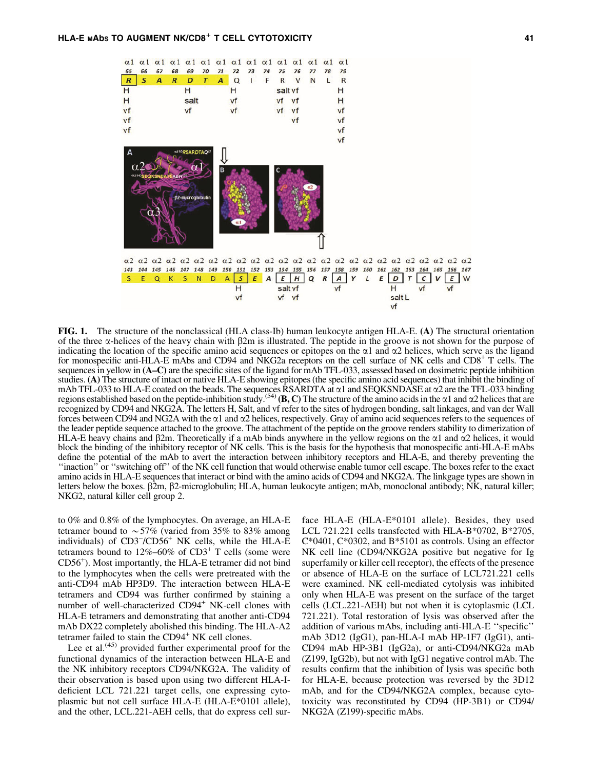**FIG. 1.** The structure of the nonclassical (HLA class-Ib) human leukocyte antigen HLA-E. **(A)** The structural orientation of the three α-helices of the heavy chain with β2m is illustrated. The peptide in the groove is not shown for the purpose of indicating the location of the specific amino acid sequences or epitopes on the α1 and α2 helices, which serve as the ligand for monospecific anti-HLA-E mAbs and CD94 and NKG2a receptors on the cell surface of NK cells and CD8[+] T cells. The sequences in yellow in **(A–C)** are the specific sites of the ligand for mAb TFL-033, assessed based on dosimetric peptide inhibition studies. **(A)** The structure of intact or native HLA-E showing epitopes (the specific amino acid sequences) that inhibit the binding of mAb TFL-033 to HLA-E coated on the beads. The sequences RSARDTA at α1 and SEQKSNDASE at α2 are the TFL-033 binding regions established based on the peptide-inhibition study.[54] **(B, C)** The structure of the amino acids in the α1 and α2 helices that are recognized by CD94 and NKG2A. The letters H, Salt, and vf refer to the sites of hydrogen bonding, salt linkages, and van der Wall forces between CD94 and NG2A with the α1 and α2 helices, respectively. Gray of amino acid sequences refers to the sequences of the leader peptide sequence attached to the groove. The attachment of the peptide on the groove renders stability to dimerization of HLA-E heavy chains and β2m. Theoretically if a mAb binds anywhere in the yellow regions on the α1 and α2 helices, it would block the binding of the inhibitory receptor of NK cells. This is the basis for the hypothesis that monospecific anti-HLA-E mAbs define the potential of the mAb to avert the interaction between inhibitory receptors and HLA-E, and thereby preventing the ''inaction'' or ''switching off'' of the NK cell function that would otherwise enable tumor cell escape. The boxes refer to the exact amino acids in HLA-E sequences that interact or bind with the amino acids of CD94 and NKG2A. The linkgage types are shown in letters below the boxes. β2m, β2-microglobulin; HLA, human leukocyte antigen; mAb, monoclonal antibody; NK, natural killer; NKG2, natural killer cell group 2.

to 0% and 0.8% of the lymphocytes. On average, an HLA-E tetramer bound to ~57% (varied from 35% to 83% among individuals) of CD3[−]/CD56[+] NK cells, while the HLA-E tetramers bound to 12%–60% of CD3[+] T cells (some were CD56[+]). Most importantly, the HLA-E tetramer did not bind to the lymphocytes when the cells were pretreated with the anti-CD94 mAb HP3D9. The interaction between HLA-E tetramers and CD94 was further confirmed by staining a number of well-characterized CD94[+] NK-cell clones with HLA-E tetramers and demonstrating that another anti-CD94 mAb DX22 completely abolished this binding. The HLA-A2 tetramer failed to stain the CD94[+] NK cell clones.

Lee et al.[45] provided further experimental proof for the functional dynamics of the interaction between HLA-E and the NK inhibitory receptors CD94/NKG2A. The validity of their observation is based upon using two different HLA-I-deficient LCL 721.221 target cells, one expressing cytoplasmic but not cell surface HLA-E (HLA-E*0101 allele), and the other, LCL.221-AEH cells, that do express cell surface HLA-E (HLA-E*0101 allele). Besides, they used LCL 721.221 cells transfected with HLA-B*0702, B*2705, C*0401, C*0302, and B*5101 as controls. Using an effector NK cell line (CD94/NKG2A positive but negative for Ig superfamily or killer cell receptor), the effects of the presence or absence of HLA-E on the surface of LCL721.221 cells were examined. NK cell-mediated cytolysis was inhibited only when HLA-E was present on the surface of the target cells (LCL.221-AEH) but not when it is cytoplasmic (LCL 721.221). Total restoration of lysis was observed after the addition of various mAbs, including anti-HLA-E ''specific'' mAb 3D12 (IgG1), pan-HLA-I mAb HP-1F7 (IgG1), anti-CD94 mAb HP-3B1 (IgG2a), or anti-CD94/NKG2a mAb (Z199, IgG2b), but not with IgG1 negative control mAb. The results confirm that the inhibition of lysis was specific both for HLA-E, because protection was reversed by the 3D12 mAb, and for the CD94/NKG2A complex, because cytotoxicity was reconstituted by CD94 (HP-3B1) or CD94/NKG2A (Z199)-specific mAbs.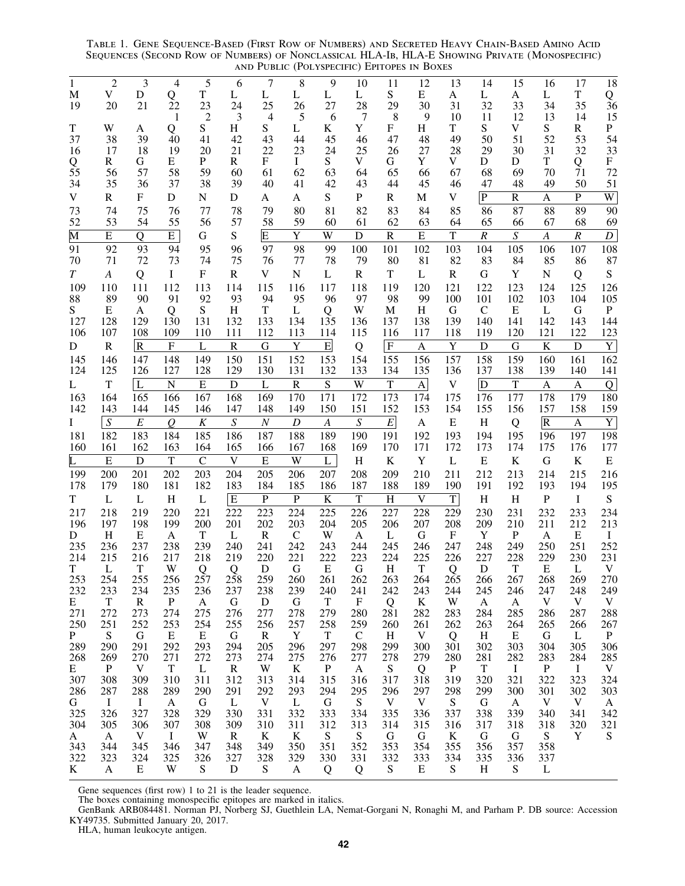**Table 1. Gene Sequence-Based (First Row of Numbers) and Secreted Heavy Chain-Based Amino Acid Sequences (Second Row of Numbers) of Nonclassical HLA-Ib, HLA-E Showing Private (Monospecific) and Public (Polyspecific) Epitopes in Boxes**

| | | | | | | | | | | | | | | | | | |
|---|---|---|---|---|---|---|---|---|---|---|---|---|---|---|---|---|---|
| 1 | 2 | 3 | 4 | 5 | 6 | 7 | 8 | 9 | 10 | 11 | 12 | 13 | 14 | 15 | 16 | 17 | 18 |
| M | V | D | Q | T | L | L | L | L | L | S | E | A | L | A | L | T | Q |
| 19 | 20 | 21 | 22 | 23 | 24 | 25 | 26 | 27 | 28 | 29 | 30 | 31 | 32 | 33 | 34 | 35 | 36 |
| | | | 1 | 2 | 3 | 4 | 5 | 6 | 7 | 8 | 9 | 10 | 11 | 12 | 13 | 14 | 15 |
| T | W | A | Q | S | H | S | L | K | Y | F | H | T | S | V | S | R | P |
| 37 | 38 | 39 | 40 | 41 | 42 | 43 | 44 | 45 | 46 | 47 | 48 | 49 | 50 | 51 | 52 | 53 | 54 |
| 16 | 17 | 18 | 19 | 20 | 21 | 22 | 23 | 24 | 25 | 26 | 27 | 28 | 29 | 30 | 31 | 32 | 33 |
| Q | R | G | E | P | R | F | I | S | V | G | Y | V | D | D | T | Q | F |
| 55 | 56 | 57 | 58 | 59 | 60 | 61 | 62 | 63 | 64 | 65 | 66 | 67 | 68 | 69 | 70 | 71 | 72 |
| 34 | 35 | 36 | 37 | 38 | 39 | 40 | 41 | 42 | 43 | 44 | 45 | 46 | 47 | 48 | 49 | 50 | 51 |
| V | R | F | D | N | D | A | A | S | P | R | M | V | [P | R | A | P | W] |
| 73 | 74 | 75 | 76 | 77 | 78 | 79 | 80 | 81 | 82 | 83 | 84 | 85 | 86 | 87 | 88 | 89 | 90 |
| 52 | 53 | 54 | 55 | 56 | 57 | 58 | 59 | 60 | 61 | 62 | 63 | 64 | 65 | 66 | 67 | 68 | 69 |
| [M | E | Q | E] | G | S | [E | Y | W | D | R | E | T | *R* | *S* | *A* | *R* | *D* |
| 91 | 92 | 93 | 94 | 95 | 96 | 97 | 98 | 99 | 100 | 101 | 102 | 103 | 104 | 105 | 106 | 107 | 108 |
| 70 | 71 | 72 | 73 | 74 | 75 | 76 | 77 | 78 | 79 | 80 | 81 | 82 | 83 | 84 | 85 | 86 | 87 |
| *T* | *A* | Q | I | F | R | V | N | L | R | T | L | R | G | Y | N | Q | S |
| 109 | 110 | 111 | 112 | 113 | 114 | 115 | 116 | 117 | 118 | 119 | 120 | 121 | 122 | 123 | 124 | 125 | 126 |
| 88 | 89 | 90 | 91 | 92 | 93 | 94 | 95 | 96 | 97 | 98 | 99 | 100 | 101 | 102 | 103 | 104 | 105 |
| S | E | A | Q | S | H | T | L | Q | W | M | H | G | C | E | L | G | P |
| 127 | 128 | 129 | 130 | 131 | 132 | 133 | 134 | 135 | 136 | 137 | 138 | 139 | 140 | 141 | 142 | 143 | 144 |
| 106 | 107 | 108 | 109 | 110 | 111 | 112 | 113 | 114 | 115 | 116 | 117 | 118 | 119 | 120 | 121 | 122 | 123 |
| D | R | [R | F | L | R | G | Y | E] | Q | [F | A | Y | D | G | K | D | Y] |
| 145 | 146 | 147 | 148 | 149 | 150 | 151 | 152 | 153 | 154 | 155 | 156 | 157 | 158 | 159 | 160 | 161 | 162 |
| 124 | 125 | 126 | 127 | 128 | 129 | 130 | 131 | 132 | 133 | 134 | 135 | 136 | 137 | 138 | 139 | 140 | 141 |
| L | T | [L | N | E | D | L | R | S | W | T | A] | V | [D | T | A | A | Q] |
| 163 | 164 | 165 | 166 | 167 | 168 | 169 | 170 | 171 | 172 | 173 | 174 | 175 | 176 | 177 | 178 | 179 | 180 |
| 142 | 143 | 144 | 145 | 146 | 147 | 148 | 149 | 150 | 151 | 152 | 153 | 154 | 155 | 156 | 157 | 158 | 159 |
| I | [*S* | *E* | *Q* | *K* | *S* | *N* | *D* | *A* | *S* | *E*] | A | E | H | Q | [R | A | Y] |
| 181 | 182 | 183 | 184 | 185 | 186 | 187 | 188 | 189 | 190 | 191 | 192 | 193 | 194 | 195 | 196 | 197 | 198 |
| 160 | 161 | 162 | 163 | 164 | 165 | 166 | 167 | 168 | 169 | 170 | 171 | 172 | 173 | 174 | 175 | 176 | 177 |
| [L | E | D | T | C | V | E | W | L] | H | K | Y | L | E | K | G | K | E |
| 199 | 200 | 201 | 202 | 203 | 204 | 205 | 206 | 207 | 208 | 209 | 210 | 211 | 212 | 213 | 214 | 215 | 216 |
| 178 | 179 | 180 | 181 | 182 | 183 | 184 | 185 | 186 | 187 | 188 | 189 | 190 | 191 | 192 | 193 | 194 | 195 |
| T | L | L | H | L | [E | P | P | K | T | H | V | T] | H | H | P | I | S |
| 217 | 218 | 219 | 220 | 221 | 222 | 223 | 224 | 225 | 226 | 227 | 228 | 229 | 230 | 231 | 232 | 233 | 234 |
| 196 | 197 | 198 | 199 | 200 | 201 | 202 | 203 | 204 | 205 | 206 | 207 | 208 | 209 | 210 | 211 | 212 | 213 |
| D | H | E | A | T | L | R | C | W | A | L | G | F | Y | P | A | E | I |
| 235 | 236 | 237 | 238 | 239 | 240 | 241 | 242 | 243 | 244 | 245 | 246 | 247 | 248 | 249 | 250 | 251 | 252 |
| 214 | 215 | 216 | 217 | 218 | 219 | 220 | 221 | 222 | 223 | 224 | 225 | 226 | 227 | 228 | 229 | 230 | 231 |
| T | L | T | W | Q | Q | D | G | E | G | H | T | Q | D | T | E | L | V |
| 253 | 254 | 255 | 256 | 257 | 258 | 259 | 260 | 261 | 262 | 263 | 264 | 265 | 266 | 267 | 268 | 269 | 270 |
| 232 | 233 | 234 | 235 | 236 | 237 | 238 | 239 | 240 | 241 | 242 | 243 | 244 | 245 | 246 | 247 | 248 | 249 |
| E | T | R | P | A | G | D | G | T | F | Q | K | W | A | A | V | V | V |
| 271 | 272 | 273 | 274 | 275 | 276 | 277 | 278 | 279 | 280 | 281 | 282 | 283 | 284 | 285 | 286 | 287 | 288 |
| 250 | 251 | 252 | 253 | 254 | 255 | 256 | 257 | 258 | 259 | 260 | 261 | 262 | 263 | 264 | 265 | 266 | 267 |
| P | S | G | E | E | G | R | Y | T | C | H | V | Q | H | E | G | L | P |
| 289 | 290 | 291 | 292 | 293 | 294 | 205 | 296 | 297 | 298 | 299 | 300 | 301 | 302 | 303 | 304 | 305 | 306 |
| 268 | 269 | 270 | 271 | 272 | 273 | 274 | 275 | 276 | 277 | 278 | 279 | 280 | 281 | 282 | 283 | 284 | 285 |
| E | P | V | T | L | R | W | K | P | A | S | Q | P | T | I | P | I | V |
| 307 | 308 | 309 | 310 | 311 | 312 | 313 | 314 | 315 | 316 | 317 | 318 | 319 | 320 | 321 | 322 | 323 | 324 |
| 286 | 287 | 288 | 289 | 290 | 291 | 292 | 293 | 294 | 295 | 296 | 297 | 298 | 299 | 300 | 301 | 302 | 303 |
| G | I | I | A | G | L | V | L | G | S | V | V | S | G | A | V | V | A |
| 325 | 326 | 327 | 328 | 329 | 330 | 331 | 332 | 333 | 334 | 335 | 336 | 337 | 338 | 339 | 340 | 341 | 342 |
| 304 | 305 | 306 | 307 | 308 | 309 | 310 | 311 | 312 | 313 | 314 | 315 | 316 | 317 | 318 | 318 | 320 | 321 |
| A | A | V | I | W | R | K | K | S | S | G | G | K | G | G | S | Y | S |
| 343 | 344 | 345 | 346 | 347 | 348 | 349 | 350 | 351 | 352 | 353 | 354 | 355 | 356 | 357 | 358 | | |
| 322 | 323 | 324 | 325 | 326 | 327 | 328 | 329 | 330 | 331 | 332 | 333 | 334 | 335 | 336 | 337 | | |
| K | A | E | W | S | D | S | A | Q | Q | S | E | S | H | S | L | | |

Gene sequences (first row) 1 to 21 is the leader sequence.

The boxes containing monospecific epitopes are marked in italics.

GenBank ARB084481. Norman PJ, Norberg SJ, Guethlein LA, Nemat-Gorgani N, Ronaghi M, and Parham P. DB source: Accession KY49735. Submitted January 20, 2017.

HLA, human leukocyte antigen.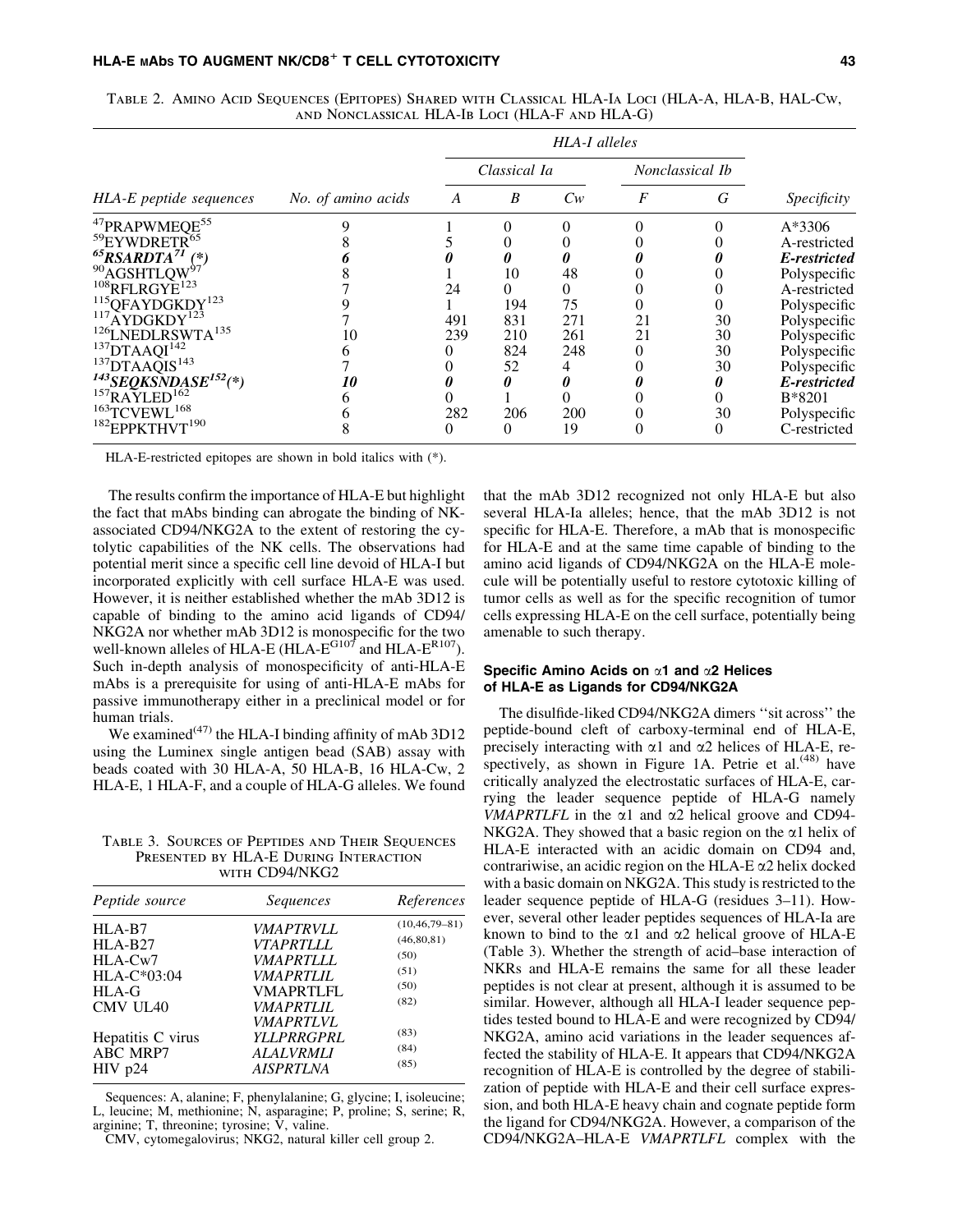Table 2. Amino Acid Sequences (Epitopes) Shared with Classical HLA-Ia Loci (HLA-A, HLA-B, HAL-Cw, and Nonclassical HLA-Ib Loci (HLA-F and HLA-G)

| HLA-E peptide sequences | No. of amino acids | HLA-I alleles | | | | | Specificity |
|---|---|---|---|---|---|---|---|
| | | Classical Ia | | | Nonclassical Ib | | |
| | | A | B | Cw | F | G | |
| $^{47}$PRAPWMEQE$^{55}$ | 9 | 1 | 0 | 0 | 0 | 0 | A*3306 |
| $^{59}$EYWDRETR$^{65}$ | 8 | 5 | 0 | 0 | 0 | 0 | A-restricted |
| ***$^{65}$RSARDTA$^{71}$ (*)*** | ***6*** | ***0*** | ***0*** | ***0*** | ***0*** | ***0*** | ***E-restricted*** |
| $^{90}$AGSHTLQW$^{97}$ | 8 | 1 | 10 | 48 | 0 | 0 | Polyspecific |
| $^{108}$RFLRGYE$^{123}$ | 7 | 24 | 0 | 0 | 0 | 0 | A-restricted |
| $^{115}$QFAYDGKDY$^{123}$ | 9 | 1 | 194 | 75 | 0 | 0 | Polyspecific |
| $^{117}$AYDGKDY$^{123}$ | 7 | 491 | 831 | 271 | 21 | 30 | Polyspecific |
| $^{126}$LNEDLRSWTA$^{135}$ | 10 | 239 | 210 | 261 | 21 | 30 | Polyspecific |
| $^{137}$DTAAQI$^{142}$ | 6 | 0 | 824 | 248 | 0 | 30 | Polyspecific |
| $^{137}$DTAAQIS$^{143}$ | 7 | 0 | 52 | 4 | 0 | 30 | Polyspecific |
| ***$^{143}$SEQKSNDASE$^{152}$(*)*** | ***10*** | ***0*** | ***0*** | ***0*** | ***0*** | ***0*** | ***E-restricted*** |
| $^{157}$RAYLED$^{162}$ | 6 | 0 | 1 | 0 | 0 | 0 | B*8201 |
| $^{163}$TCVEWL$^{168}$ | 6 | 282 | 206 | 200 | 0 | 30 | Polyspecific |
| $^{182}$EPPKTHVT$^{190}$ | 8 | 0 | 0 | 19 | 0 | 0 | C-restricted |

HLA-E-restricted epitopes are shown in bold italics with (*).

The results confirm the importance of HLA-E but highlight the fact that mAbs binding can abrogate the binding of NK-associated CD94/NKG2A to the extent of restoring the cytolytic capabilities of the NK cells. The observations had potential merit since a specific cell line devoid of HLA-I but incorporated explicitly with cell surface HLA-E was used. However, it is neither established whether the mAb 3D12 is capable of binding to the amino acid ligands of CD94/NKG2A nor whether mAb 3D12 is monospecific for the two well-known alleles of HLA-E (HLA-E$^{G107}$ and HLA-E$^{R107}$). Such in-depth analysis of monospecificity of anti-HLA-E mAbs is a prerequisite for using of anti-HLA-E mAbs for passive immunotherapy either in a preclinical model or for human trials.

We examined[47] the HLA-I binding affinity of mAb 3D12 using the Luminex single antigen bead (SAB) assay with beads coated with 30 HLA-A, 50 HLA-B, 16 HLA-Cw, 2 HLA-E, 1 HLA-F, and a couple of HLA-G alleles. We found that the mAb 3D12 recognized not only HLA-E but also several HLA-Ia alleles; hence, that the mAb 3D12 is not specific for HLA-E. Therefore, a mAb that is monospecific for HLA-E and at the same time capable of binding to the amino acid ligands of CD94/NKG2A on the HLA-E molecule will be potentially useful to restore cytotoxic killing of tumor cells as well as for the specific recognition of tumor cells expressing HLA-E on the cell surface, potentially being amenable to such therapy.

Table 3. Sources of Peptides and Their Sequences Presented by HLA-E During Interaction with CD94/NKG2

| Peptide source | Sequences | References |
|---|---|---|
| HLA-B7 | *VMAPTRVLL* | (10,46,79–81) |
| HLA-B27 | *VTAPRTLLL* | (46,80,81) |
| HLA-Cw7 | *VMAPRTLLL* | (50) |
| HLA-C*03:04 | *VMAPRTLIL* | (51) |
| HLA-G | VMAPRTLFL | (50) |
| CMV UL40 | *VMAPRTLIL* | (82) |
| | *VMAPRTLVL* | |
| Hepatitis C virus | *YLLPRRGPRL* | (83) |
| ABC MRP7 | *ALALVRMLI* | (84) |
| HIV p24 | *AISPRTLNA* | (85) |

Sequences: A, alanine; F, phenylalanine; G, glycine; I, isoleucine; L, leucine; M, methionine; N, asparagine; P, proline; S, serine; R, arginine; T, threonine; tyrosine; V, valine.

CMV, cytomegalovirus; NKG2, natural killer cell group 2.

### Specific Amino Acids on α1 and α2 Helices of HLA-E as Ligands for CD94/NKG2A

The disulfide-liked CD94/NKG2A dimers ''sit across'' the peptide-bound cleft of carboxy-terminal end of HLA-E, precisely interacting with α1 and α2 helices of HLA-E, respectively, as shown in Figure 1A. Petrie et al.[48] have critically analyzed the electrostatic surfaces of HLA-E, carrying the leader sequence peptide of HLA-G namely *VMAPRTLFL* in the α1 and α2 helical groove and CD94-NKG2A. They showed that a basic region on the α1 helix of HLA-E interacted with an acidic domain on CD94 and, contrariwise, an acidic region on the HLA-E α2 helix docked with a basic domain on NKG2A. This study is restricted to the leader sequence peptide of HLA-G (residues 3–11). However, several other leader peptides sequences of HLA-Ia are known to bind to the α1 and α2 helical groove of HLA-E (Table 3). Whether the strength of acid–base interaction of NKRs and HLA-E remains the same for all these leader peptides is not clear at present, although it is assumed to be similar. However, although all HLA-I leader sequence peptides tested bound to HLA-E and were recognized by CD94/NKG2A, amino acid variations in the leader sequences affected the stability of HLA-E. It appears that CD94/NKG2A recognition of HLA-E is controlled by the degree of stabilization of peptide with HLA-E and their cell surface expression, and both HLA-E heavy chain and cognate peptide form the ligand for CD94/NKG2A. However, a comparison of the CD94/NKG2A–HLA-E *VMAPRTLFL* complex with the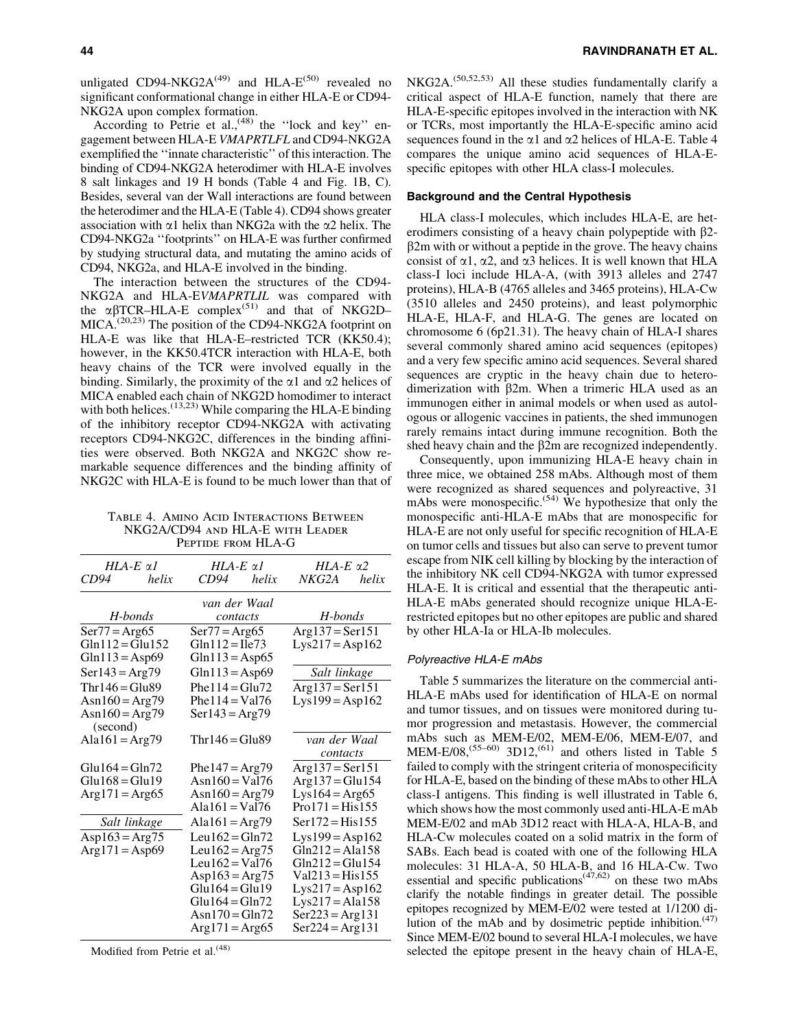unligated CD94-NKG2A[49] and HLA-E[50] revealed no significant conformational change in either HLA-E or CD94-NKG2A upon complex formation.

According to Petrie et al.,[48] the ''lock and key'' engagement between HLA-E *VMAPRTLFL* and CD94-NKG2A exemplified the ''innate characteristic'' of this interaction. The binding of CD94-NKG2A heterodimer with HLA-E involves 8 salt linkages and 19 H bonds (Table 4 and Fig. 1B, C). Besides, several van der Wall interactions are found between the heterodimer and the HLA-E (Table 4). CD94 shows greater association with α1 helix than NKG2a with the α2 helix. The CD94-NKG2a ''footprints'' on HLA-E was further confirmed by studying structural data, and mutating the amino acids of CD94, NKG2a, and HLA-E involved in the binding.

The interaction between the structures of the CD94-NKG2A and HLA-E*VMAPRTLIL* was compared with the αβTCR–HLA-E complex[51] and that of NKG2D–MICA.[20,23] The position of the CD94-NKG2A footprint on HLA-E was like that HLA-E–restricted TCR (KK50.4); however, in the KK50.4TCR interaction with HLA-E, both heavy chains of the TCR were involved equally in the binding. Similarly, the proximity of the α1 and α2 helices of MICA enabled each chain of NKG2D homodimer to interact with both helices.[13,23] While comparing the HLA-E binding of the inhibitory receptor CD94-NKG2A with activating receptors CD94-NKG2C, differences in the binding affinities were observed. Both NKG2A and NKG2C show remarkable sequence differences and the binding affinity of NKG2C with HLA-E is found to be much lower than that of NKG2A.[50,52,53] All these studies fundamentally clarify a critical aspect of HLA-E function, namely that there are HLA-E-specific epitopes involved in the interaction with NK or TCRs, most importantly the HLA-E-specific amino acid sequences found in the α1 and α2 helices of HLA-E. Table 4 compares the unique amino acid sequences of HLA-E-specific epitopes with other HLA class-I molecules.

Table 4. Amino Acid Interactions Between NKG2A/CD94 and HLA-E with Leader Peptide from HLA-G

| *HLA-E α1* *CD94 helix* | *HLA-E α1* *CD94 helix* | *HLA-E α2* *NKG2A helix* |
|---|---|---|
| *H-bonds* | *van der Waal contacts* | *H-bonds* |
| Ser77 = Arg65 | Ser77 = Arg65 | Arg137 = Ser151 |
| Gln112 = Glu152 | Gln112 = Ile73 | Lys217 = Asp162 |
| Gln113 = Asp69 | Gln113 = Asp65 | |
| Ser143 = Arg79 | Gln113 = Asp69 | *Salt linkage* |
| Thr146 = Glu89 | Phe114 = Glu72 | Arg137 = Ser151 |
| Asn160 = Arg79 | Phe114 = Val76 | Lys199 = Asp162 |
| Asn160 = Arg79 (second) | Ser143 = Arg79 | |
| Ala161 = Arg79 | Thr146 = Glu89 | *van der Waal contacts* |
| Glu164 = Gln72 | Phe147 = Arg79 | Arg137 = Ser151 |
| Glu168 = Glu19 | Asn160 = Val76 | Arg137 = Glu154 |
| Arg171 = Arg65 | Asn160 = Arg79 | Lys164 = Arg65 |
| | Ala161 = Val76 | Pro171 = His155 |
| *Salt linkage* | Ala161 = Arg79 | Ser172 = His155 |
| Asp163 = Arg75 | Leu162 = Gln72 | Lys199 = Asp162 |
| Arg171 = Asp69 | Leu162 = Arg75 | Gln212 = Ala158 |
| | Leu162 = Val76 | Gln212 = Glu154 |
| | Asp163 = Arg75 | Val213 = His155 |
| | Glu164 = Glu19 | Lys217 = Asp162 |
| | Glu164 = Gln72 | Lys217 = Ala158 |
| | Asn170 = Gln72 | Ser223 = Arg131 |
| | Arg171 = Arg65 | Ser224 = Arg131 |

Modified from Petrie et al.[48]

### Background and the Central Hypothesis

HLA class-I molecules, which includes HLA-E, are heterodimers consisting of a heavy chain polypeptide with β2-β2m with or without a peptide in the grove. The heavy chains consist of α1, α2, and α3 helices. It is well known that HLA class-I loci include HLA-A, (with 3913 alleles and 2747 proteins), HLA-B (4765 alleles and 3465 proteins), HLA-Cw (3510 alleles and 2450 proteins), and least polymorphic HLA-E, HLA-F, and HLA-G. The genes are located on chromosome 6 (6p21.31). The heavy chain of HLA-I shares several commonly shared amino acid sequences (epitopes) and a very few specific amino acid sequences. Several shared sequences are cryptic in the heavy chain due to heterodimerization with β2m. When a trimeric HLA used as an immunogen either in animal models or when used as autologous or allogenic vaccines in patients, the shed immunogen rarely remains intact during immune recognition. Both the shed heavy chain and the β2m are recognized independently.

Consequently, upon immunizing HLA-E heavy chain in three mice, we obtained 258 mAbs. Although most of them were recognized as shared sequences and polyreactive, 31 mAbs were monospecific.[54] We hypothesize that only the monospecific anti-HLA-E mAbs that are monospecific for HLA-E are not only useful for specific recognition of HLA-E on tumor cells and tissues but also can serve to prevent tumor escape from NIK cell killing by blocking by the interaction of the inhibitory NK cell CD94-NKG2A with tumor expressed HLA-E. It is critical and essential that the therapeutic anti-HLA-E mAbs generated should recognize unique HLA-E-restricted epitopes but no other epitopes are public and shared by other HLA-Ia or HLA-Ib molecules.

#### Polyreactive HLA-E mAbs

Table 5 summarizes the literature on the commercial anti-HLA-E mAbs used for identification of HLA-E on normal and tumor tissues, and on tissues were monitored during tumor progression and metastasis. However, the commercial mAbs such as MEM-E/02, MEM-E/06, MEM-E/07, and MEM-E/08,[55–60] 3D12,[61] and others listed in Table 5 failed to comply with the stringent criteria of monospecificity for HLA-E, based on the binding of these mAbs to other HLA class-I antigens. This finding is well illustrated in Table 6, which shows how the most commonly used anti-HLA-E mAb MEM-E/02 and mAb 3D12 react with HLA-A, HLA-B, and HLA-Cw molecules coated on a solid matrix in the form of SABs. Each bead is coated with one of the following HLA molecules: 31 HLA-A, 50 HLA-B, and 16 HLA-Cw. Two essential and specific publications[47,62] on these two mAbs clarify the notable findings in greater detail. The possible epitopes recognized by MEM-E/02 were tested at 1/1200 dilution of the mAb and by dosimetric peptide inhibition.[47] Since MEM-E/02 bound to several HLA-I molecules, we have selected the epitope present in the heavy chain of HLA-E,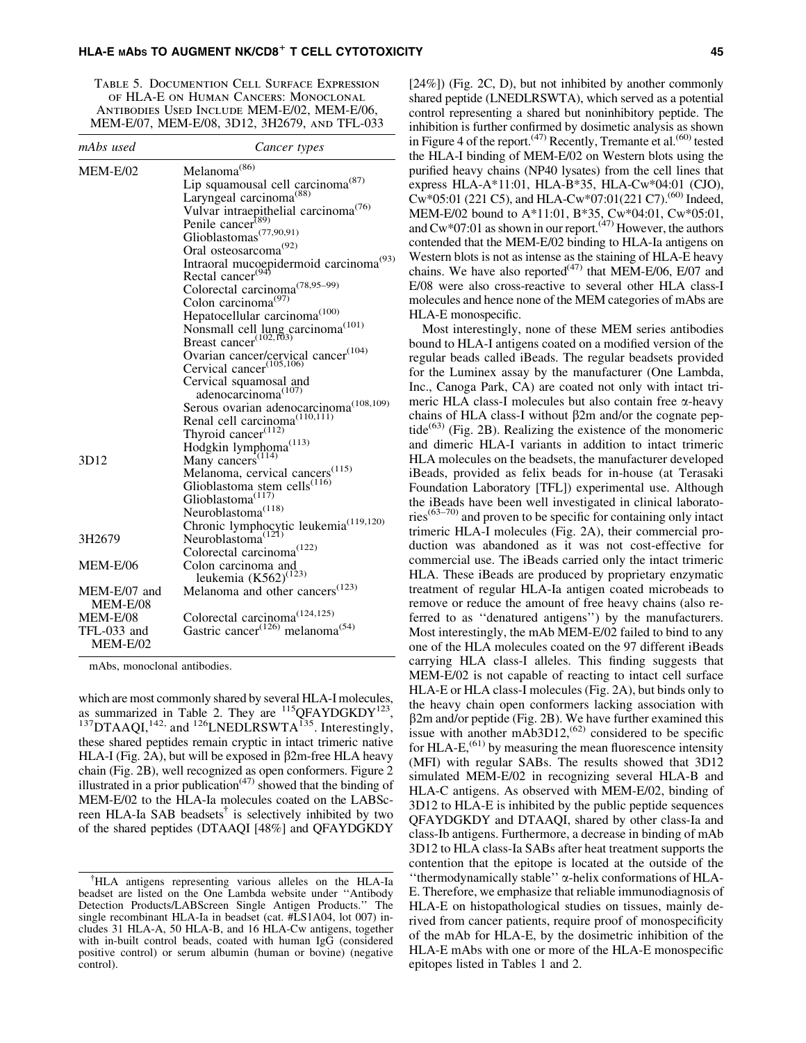Table 5. Documention Cell Surface Expression of HLA-E on Human Cancers: Monoclonal Antibodies Used Include MEM-E/02, MEM-E/06, MEM-E/07, MEM-E/08, 3D12, 3H2679, and TFL-033

| *mAbs used* | *Cancer types* |
|---|---|
| MEM-E/02 | Melanoma[86] |
| | Lip squamousal cell carcinoma[87] |
| | Laryngeal carcinoma[88] |
| | Vulvar intraepithelial carcinoma[76] |
| | Penile cancer[89] |
| | Glioblastomas[77,90,91] |
| | Oral osteosarcoma[92] |
| | Intraoral mucoepidermoid carcinoma[93] |
| | Rectal cancer[94] |
| | Colorectal carcinoma[78,95–99] |
| | Colon carcinoma[97] |
| | Hepatocellular carcinoma[100] |
| | Nonsmall cell lung carcinoma[101] |
| | Breast cancer[102,103] |
| | Ovarian cancer/cervical cancer[104] |
| | Cervical cancer[105,106] |
| | Cervical squamosal and adenocarcinoma[107] |
| | Serous ovarian adenocarcinoma[108,109] |
| | Renal cell carcinoma[110,111] |
| | Thyroid cancer[112] |
| | Hodgkin lymphoma[113] |
| 3D12 | Many cancers[114] |
| | Melanoma, cervical cancers[115] |
| | Glioblastoma stem cells[116] |
| | Glioblastoma[117] |
| | Neuroblastoma[118] |
| | Chronic lymphocytic leukemia[119,120] |
| 3H2679 | Neuroblastoma[121] |
| | Colorectal carcinoma[122] |
| MEM-E/06 | Colon carcinoma and leukemia (K562)[123] |
| MEM-E/07 and MEM-E/08 | Melanoma and other cancers[123] |
| MEM-E/08 | Colorectal carcinoma[124,125] |
| TFL-033 and MEM-E/02 | Gastric cancer[126] melanoma[54] |

mAbs, monoclonal antibodies.

which are most commonly shared by several HLA-I molecules, as summarized in Table 2. They are [115]QFAYDGKDY[123], [137]DTAAQI,[142,] and [126]LNEDLRSWTA[135]. Interestingly, these shared peptides remain cryptic in intact trimeric native HLA-I (Fig. 2A), but will be exposed in β2m-free HLA heavy chain (Fig. 2B), well recognized as open conformers. Figure 2 illustrated in a prior publication[47] showed that the binding of MEM-E/02 to the HLA-Ia molecules coated on the LABScreen HLA-Ia SAB beadsets† is selectively inhibited by two of the shared peptides (DTAAQI [48%] and QFAYDGKDY [24%]) (Fig. 2C, D), but not inhibited by another commonly shared peptide (LNEDLRSWTA), which served as a potential control representing a shared but noninhibitory peptide. The inhibition is further confirmed by dosimetic analysis as shown in Figure 4 of the report.[47] Recently, Tremante et al.[60] tested the HLA-I binding of MEM-E/02 on Western blots using the purified heavy chains (NP40 lysates) from the cell lines that express HLA-A*11:01, HLA-B*35, HLA-Cw*04:01 (CJO), Cw*05:01 (221 C5), and HLA-Cw*07:01(221 C7).[60] Indeed, MEM-E/02 bound to A*11:01, B*35, Cw*04:01, Cw*05:01, and Cw*07:01 as shown in our report.[47] However, the authors contended that the MEM-E/02 binding to HLA-Ia antigens on Western blots is not as intense as the staining of HLA-E heavy chains. We have also reported[47] that MEM-E/06, E/07 and E/08 were also cross-reactive to several other HLA class-I molecules and hence none of the MEM categories of mAbs are HLA-E monospecific.

Most interestingly, none of these MEM series antibodies bound to HLA-I antigens coated on a modified version of the regular beads called iBeads. The regular beadsets provided for the Luminex assay by the manufacturer (One Lambda, Inc., Canoga Park, CA) are coated not only with intact trimeric HLA class-I molecules but also contain free α-heavy chains of HLA class-I without β2m and/or the cognate peptide[63] (Fig. 2B). Realizing the existence of the monomeric and dimeric HLA-I variants in addition to intact trimeric HLA molecules on the beadsets, the manufacturer developed iBeads, provided as felix beads for in-house (at Terasaki Foundation Laboratory [TFL]) experimental use. Although the iBeads have been well investigated in clinical laboratories[63–70] and proven to be specific for containing only intact trimeric HLA-I molecules (Fig. 2A), their commercial production was abandoned as it was not cost-effective for commercial use. The iBeads carried only the intact trimeric HLA. These iBeads are produced by proprietary enzymatic treatment of regular HLA-Ia antigen coated microbeads to remove or reduce the amount of free heavy chains (also referred to as "denatured antigens") by the manufacturers. Most interestingly, the mAb MEM-E/02 failed to bind to any one of the HLA molecules coated on the 97 different iBeads carrying HLA class-I alleles. This finding suggests that MEM-E/02 is not capable of reacting to intact cell surface HLA-E or HLA class-I molecules (Fig. 2A), but binds only to the heavy chain open conformers lacking association with β2m and/or peptide (Fig. 2B). We have further examined this issue with another mAb3D12,[62] considered to be specific for HLA-E,[61] by measuring the mean fluorescence intensity (MFI) with regular SABs. The results showed that 3D12 simulated MEM-E/02 in recognizing several HLA-B and HLA-C antigens. As observed with MEM-E/02, binding of 3D12 to HLA-E is inhibited by the public peptide sequences QFAYDGKDY and DTAAQI, shared by other class-Ia and class-Ib antigens. Furthermore, a decrease in binding of mAb 3D12 to HLA class-Ia SABs after heat treatment supports the contention that the epitope is located at the outside of the "thermodynamically stable" α-helix conformations of HLA-E. Therefore, we emphasize that reliable immunodiagnosis of HLA-E on histopathological studies on tissues, mainly derived from cancer patients, require proof of monospecificity of the mAb for HLA-E, by the dosimetric inhibition of the HLA-E mAbs with one or more of the HLA-E monospecific epitopes listed in Tables 1 and 2.

†HLA antigens representing various alleles on the HLA-Ia beadset are listed on the One Lambda website under "Antibody Detection Products/LABScreen Single Antigen Products." The single recombinant HLA-Ia in beadset (cat. #LS1A04, lot 007) includes 31 HLA-A, 50 HLA-B, and 16 HLA-Cw antigens, together with in-built control beads, coated with human IgG (considered positive control) or serum albumin (human or bovine) (negative control).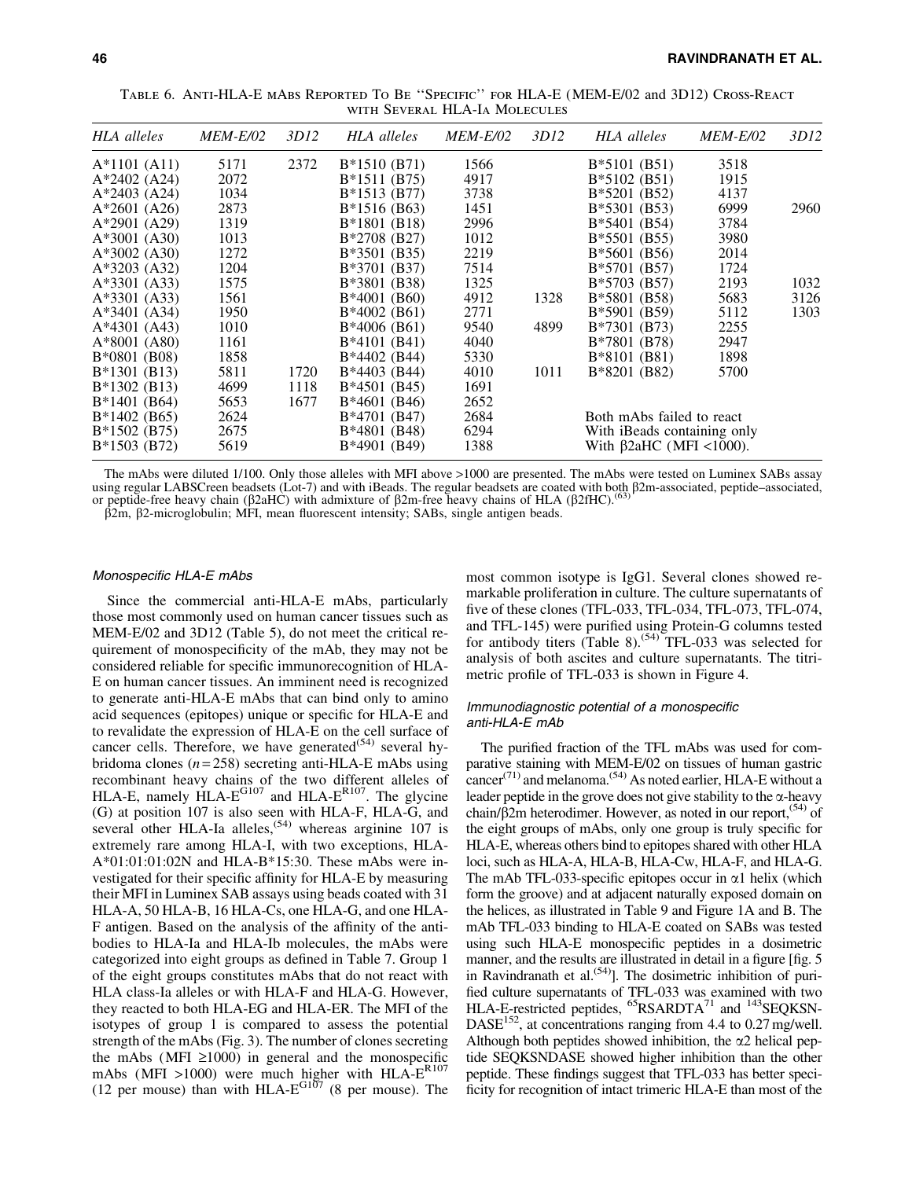Table 6. Anti-HLA-E mAbs Reported To Be "Specific" for HLA-E (MEM-E/02 and 3D12) Cross-React with Several HLA-Ia Molecules

| *HLA alleles* | *MEM-E/02* | *3D12* | *HLA alleles* | *MEM-E/02* | *3D12* | *HLA alleles* | *MEM-E/02* | *3D12* |
|---|---|---|---|---|---|---|---|---|
| A*1101 (A11) | 5171 | 2372 | B*1510 (B71) | 1566 | | B*5101 (B51) | 3518 | |
| A*2402 (A24) | 2072 | | B*1511 (B75) | 4917 | | B*5102 (B51) | 1915 | |
| A*2403 (A24) | 1034 | | B*1513 (B77) | 3738 | | B*5201 (B52) | 4137 | |
| A*2601 (A26) | 2873 | | B*1516 (B63) | 1451 | | B*5301 (B53) | 6999 | 2960 |
| A*2901 (A29) | 1319 | | B*1801 (B18) | 2996 | | B*5401 (B54) | 3784 | |
| A*3001 (A30) | 1013 | | B*2708 (B27) | 1012 | | B*5501 (B55) | 3980 | |
| A*3002 (A30) | 1272 | | B*3501 (B35) | 2219 | | B*5601 (B56) | 2014 | |
| A*3203 (A32) | 1204 | | B*3701 (B37) | 7514 | | B*5701 (B57) | 1724 | |
| A*3301 (A33) | 1575 | | B*3801 (B38) | 1325 | | B*5703 (B57) | 2193 | 1032 |
| A*3301 (A33) | 1561 | | B*4001 (B60) | 4912 | 1328 | B*5801 (B58) | 5683 | 3126 |
| A*3401 (A34) | 1950 | | B*4002 (B61) | 2771 | | B*5901 (B59) | 5112 | 1303 |
| A*4301 (A43) | 1010 | | B*4006 (B61) | 9540 | 4899 | B*7301 (B73) | 2255 | |
| A*8001 (A80) | 1161 | | B*4101 (B41) | 4040 | | B*7801 (B78) | 2947 | |
| B*0801 (B08) | 1858 | | B*4402 (B44) | 5330 | | B*8101 (B81) | 1898 | |
| B*1301 (B13) | 5811 | 1720 | B*4403 (B44) | 4010 | 1011 | B*8201 (B82) | 5700 | |
| B*1302 (B13) | 4699 | 1118 | B*4501 (B45) | 1691 | | | | |
| B*1401 (B64) | 5653 | 1677 | B*4601 (B46) | 2652 | | | | |
| B*1402 (B65) | 2624 | | B*4701 (B47) | 2684 | | Both mAbs failed to react | | |
| B*1502 (B75) | 2675 | | B*4801 (B48) | 6294 | | With iBeads containing only | | |
| B*1503 (B72) | 5619 | | B*4901 (B49) | 1388 | | With β2aHC (MFI <1000). | | |

The mAbs were diluted 1/100. Only those alleles with MFI above >1000 are presented. The mAbs were tested on Luminex SABs assay using regular LABSCreen beadsets (Lot-7) and with iBeads. The regular beadsets are coated with both β2m-associated, peptide–associated, or peptide-free heavy chain (β2aHC) with admixture of β2m-free heavy chains of HLA (β2fHC).[63]

β2m, β2-microglobulin; MFI, mean fluorescent intensity; SABs, single antigen beads.

### *Monospecific HLA-E mAbs*

Since the commercial anti-HLA-E mAbs, particularly those most commonly used on human cancer tissues such as MEM-E/02 and 3D12 (Table 5), do not meet the critical requirement of monospecificity of the mAb, they may not be considered reliable for specific immunorecognition of HLA-E on human cancer tissues. An imminent need is recognized to generate anti-HLA-E mAbs that can bind only to amino acid sequences (epitopes) unique or specific for HLA-E and to revalidate the expression of HLA-E on the cell surface of cancer cells. Therefore, we have generated[54] several hybridoma clones ($n = 258$) secreting anti-HLA-E mAbs using recombinant heavy chains of the two different alleles of HLA-E, namely HLA-$E^{G107}$ and HLA-$E^{R107}$. The glycine (G) at position 107 is also seen with HLA-F, HLA-G, and several other HLA-Ia alleles,[54] whereas arginine 107 is extremely rare among HLA-I, with two exceptions, HLA-A*01:01:01:02N and HLA-B*15:30. These mAbs were investigated for their specific affinity for HLA-E by measuring their MFI in Luminex SAB assays using beads coated with 31 HLA-A, 50 HLA-B, 16 HLA-Cs, one HLA-G, and one HLA-F antigen. Based on the analysis of the affinity of the antibodies to HLA-Ia and HLA-Ib molecules, the mAbs were categorized into eight groups as defined in Table 7. Group 1 of the eight groups constitutes mAbs that do not react with HLA class-Ia alleles or with HLA-F and HLA-G. However, they reacted to both HLA-EG and HLA-ER. The MFI of the isotypes of group 1 is compared to assess the potential strength of the mAbs (Fig. 3). The number of clones secreting the mAbs (MFI ≥1000) in general and the monospecific mAbs (MFI >1000) were much higher with HLA-$E^{R107}$ (12 per mouse) than with HLA-$E^{G107}$ (8 per mouse). The most common isotype is IgG1. Several clones showed remarkable proliferation in culture. The culture supernatants of five of these clones (TFL-033, TFL-034, TFL-073, TFL-074, and TFL-145) were purified using Protein-G columns tested for antibody titers (Table 8).[54] TFL-033 was selected for analysis of both ascites and culture supernatants. The titrimetric profile of TFL-033 is shown in Figure 4.

### *Immunodiagnostic potential of a monospecific anti-HLA-E mAb*

The purified fraction of the TFL mAbs was used for comparative staining with MEM-E/02 on tissues of human gastric cancer[71] and melanoma.[54] As noted earlier, HLA-E without a leader peptide in the grove does not give stability to the α-heavy chain/β2m heterodimer. However, as noted in our report,[54] of the eight groups of mAbs, only one group is truly specific for HLA-E, whereas others bind to epitopes shared with other HLA loci, such as HLA-A, HLA-B, HLA-Cw, HLA-F, and HLA-G. The mAb TFL-033-specific epitopes occur in α1 helix (which form the groove) and at adjacent naturally exposed domain on the helices, as illustrated in Table 9 and Figure 1A and B. The mAb TFL-033 binding to HLA-E coated on SABs was tested using such HLA-E monospecific peptides in a dosimetric manner, and the results are illustrated in detail in a figure [fig. 5 in Ravindranath et al.[54]]. The dosimetric inhibition of purified culture supernatants of TFL-033 was examined with two HLA-E-restricted peptides, [65]RSARDTA[71] and [143]SEQKSNDASE[152], at concentrations ranging from 4.4 to 0.27 mg/well. Although both peptides showed inhibition, the α2 helical peptide SEQKSNDASE showed higher inhibition than the other peptide. These findings suggest that TFL-033 has better specificity for recognition of intact trimeric HLA-E than most of the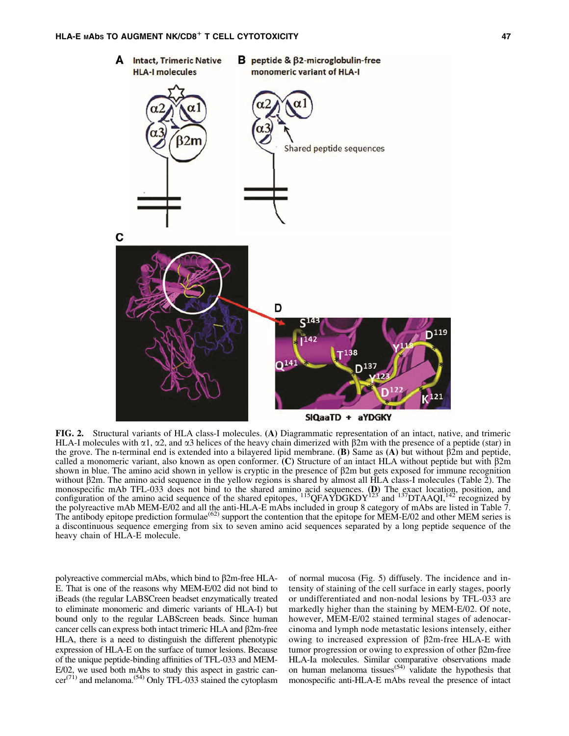**FIG. 2.** Structural variants of HLA class-I molecules. **(A)** Diagrammatic representation of an intact, native, and trimeric HLA-I molecules with α1, α2, and α3 helices of the heavy chain dimerized with β2m with the presence of a peptide (star) in the grove. The n-terminal end is extended into a bilayered lipid membrane. **(B)** Same as **(A)** but without β2m and peptide, called a monomeric variant, also known as open conformer. **(C)** Structure of an intact HLA without peptide but with β2m shown in blue. The amino acid shown in yellow is cryptic in the presence of β2m but gets exposed for immune recognition without β2m. The amino acid sequence in the yellow regions is shared by almost all HLA class-I molecules (Table 2). The monospecific mAb TFL-033 does not bind to the shared amino acid sequences. **(D)** The exact location, position, and configuration of the amino acid sequence of the shared epitopes, $^{115}$QFAYDGKDY$^{123}$ and $^{137}$DTAAQI,$^{142}$ recognized by the polyreactive mAb MEM-E/02 and all the anti-HLA-E mAbs included in group 8 category of mAbs are listed in Table 7. The antibody epitope prediction formulae[62] support the contention that the epitope for MEM-E/02 and other MEM series is a discontinuous sequence emerging from six to seven amino acid sequences separated by a long peptide sequence of the heavy chain of HLA-E molecule.

polyreactive commercial mAbs, which bind to β2m-free HLA-E. That is one of the reasons why MEM-E/02 did not bind to iBeads (the regular LABSCreen beadset enzymatically treated to eliminate monomeric and dimeric variants of HLA-I) but bound only to the regular LABScreen beads. Since human cancer cells can express both intact trimeric HLA and β2m-free HLA, there is a need to distinguish the different phenotypic expression of HLA-E on the surface of tumor lesions. Because of the unique peptide-binding affinities of TFL-033 and MEM-E/02, we used both mAbs to study this aspect in gastric cancer[71] and melanoma.[54] Only TFL-033 stained the cytoplasm of normal mucosa (Fig. 5) diffusely. The incidence and intensity of staining of the cell surface in early stages, poorly or undifferentiated and non-nodal lesions by TFL-033 are markedly higher than the staining by MEM-E/02. Of note, however, MEM-E/02 stained terminal stages of adenocarcinoma and lymph node metastatic lesions intensely, either owing to increased expression of β2m-free HLA-E with tumor progression or owing to expression of other β2m-free HLA-Ia molecules. Similar comparative observations made on human melanoma tissues[54] validate the hypothesis that monospecific anti-HLA-E mAbs reveal the presence of intact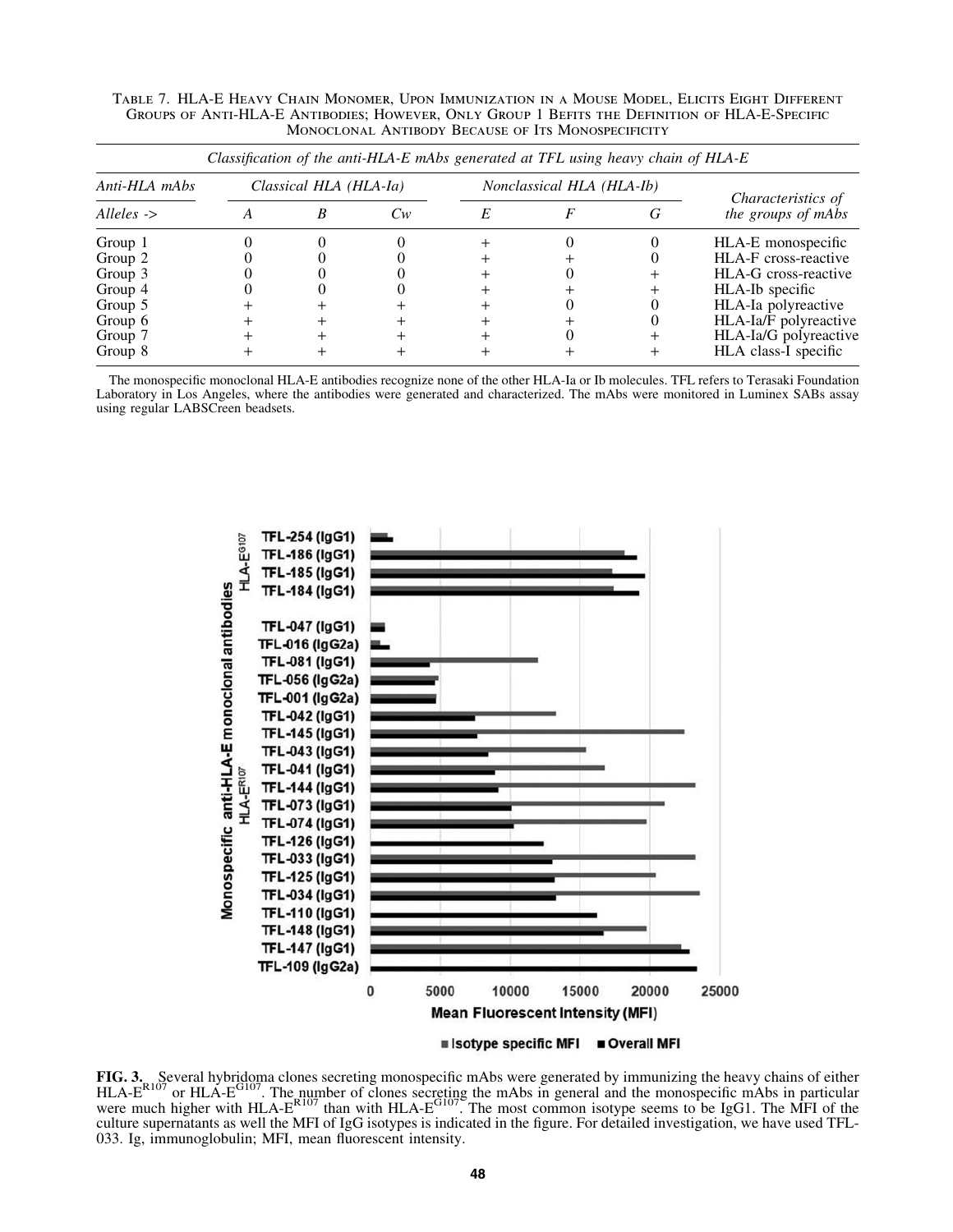TABLE 7. HLA-E HEAVY CHAIN MONOMER, UPON IMMUNIZATION IN A MOUSE MODEL, ELICITS EIGHT DIFFERENT GROUPS OF ANTI-HLA-E ANTIBODIES; HOWEVER, ONLY GROUP 1 BEFITS THE DEFINITION OF HLA-E-SPECIFIC MONOCLONAL ANTIBODY BECAUSE OF ITS MONOSPECIFICITY

| *Classification of the anti-HLA-E mAbs generated at TFL using heavy chain of HLA-E* | | | | | | | |
|---|---|---|---|---|---|---|---|
| *Anti-HLA mAbs* | *Classical HLA (HLA-Ia)* | | | *Nonclassical HLA (HLA-Ib)* | | | *Characteristics of the groups of mAbs* |
| *Alleles ->* | *A* | *B* | *Cw* | *E* | *F* | *G* | |
| Group 1 | 0 | 0 | 0 | + | 0 | 0 | HLA-E monospecific |
| Group 2 | 0 | 0 | 0 | + | + | 0 | HLA-F cross-reactive |
| Group 3 | 0 | 0 | 0 | + | 0 | + | HLA-G cross-reactive |
| Group 4 | 0 | 0 | 0 | + | + | + | HLA-Ib specific |
| Group 5 | + | + | + | + | 0 | 0 | HLA-Ia polyreactive |
| Group 6 | + | + | + | + | + | 0 | HLA-Ia/F polyreactive |
| Group 7 | + | + | + | + | 0 | + | HLA-Ia/G polyreactive |
| Group 8 | + | + | + | + | + | + | HLA class-I specific |

The monospecific monoclonal HLA-E antibodies recognize none of the other HLA-Ia or Ib molecules. TFL refers to Terasaki Foundation Laboratory in Los Angeles, where the antibodies were generated and characterized. The mAbs were monitored in Luminex SABs assay using regular LABSCreen beadsets.

**FIG. 3.** Several hybridoma clones secreting monospecific mAbs were generated by immunizing the heavy chains of either HLA-E$^{R107}$ or HLA-E$^{G107}$. The number of clones secreting the mAbs in general and the monospecific mAbs in particular were much higher with HLA-E$^{R107}$ than with HLA-E$^{G107}$. The most common isotype seems to be IgG1. The MFI of the culture supernatants as well the MFI of IgG isotypes is indicated in the figure. For detailed investigation, we have used TFL-033. Ig, immunoglobulin; MFI, mean fluorescent intensity.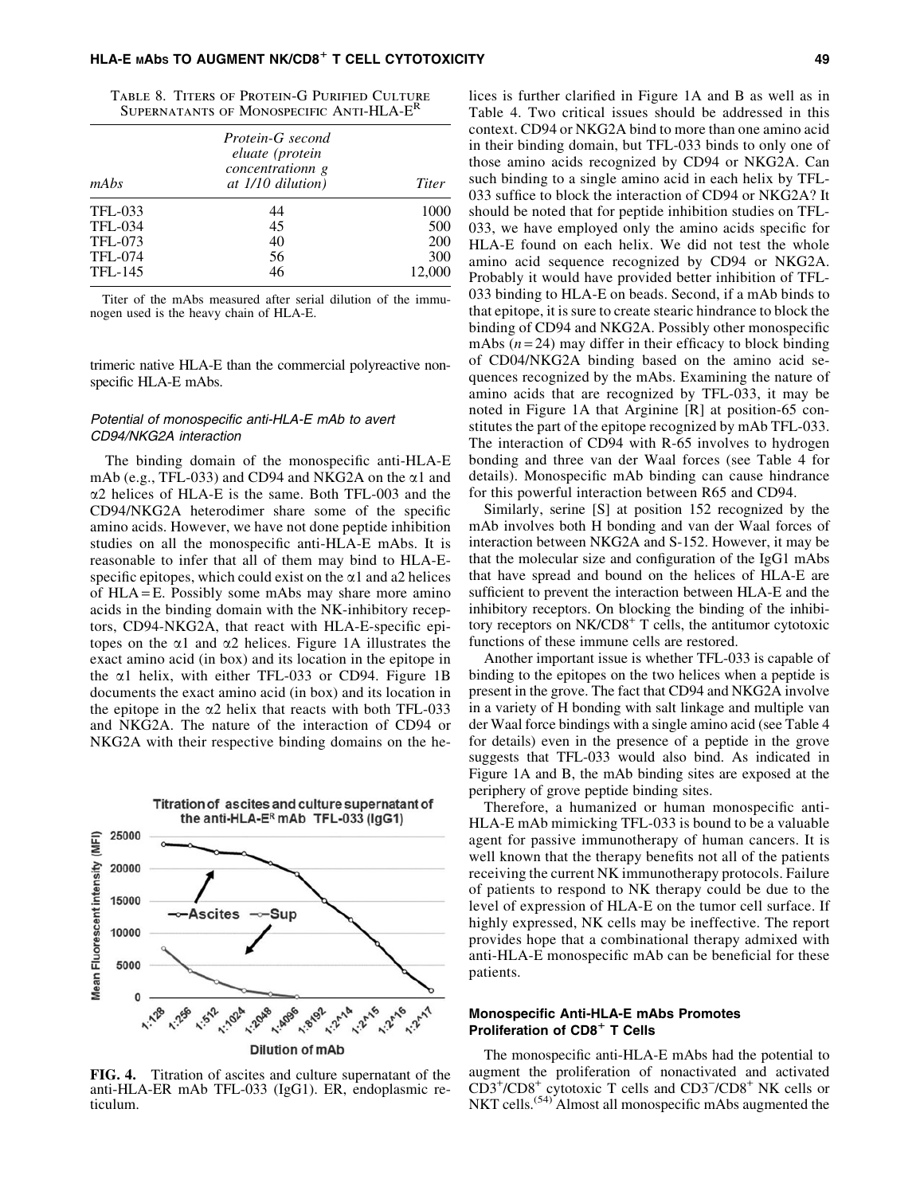Table 8. Titers of Protein-G Purified Culture Supernatants of Monospecific Anti-HLA-E[R]

| mAbs | Protein-G second eluate (protein concentrationn g at 1/10 dilution) | Titer |
|---|---|---|
| TFL-033 | 44 | 1000 |
| TFL-034 | 45 | 500 |
| TFL-073 | 40 | 200 |
| TFL-074 | 56 | 300 |
| TFL-145 | 46 | 12,000 |

Titer of the mAbs measured after serial dilution of the immunogen used is the heavy chain of HLA-E.

trimeric native HLA-E than the commercial polyreactive nonspecific HLA-E mAbs.

### *Potential of monospecific anti-HLA-E mAb to avert CD94/NKG2A interaction*

The binding domain of the monospecific anti-HLA-E mAb (e.g., TFL-033) and CD94 and NKG2A on the α1 and α2 helices of HLA-E is the same. Both TFL-003 and the CD94/NKG2A heterodimer share some of the specific amino acids. However, we have not done peptide inhibition studies on all the monospecific anti-HLA-E mAbs. It is reasonable to infer that all of them may bind to HLA-E-specific epitopes, which could exist on the α1 and a2 helices of HLA=E. Possibly some mAbs may share more amino acids in the binding domain with the NK-inhibitory receptors, CD94-NKG2A, that react with HLA-E-specific epitopes on the α1 and α2 helices. Figure 1A illustrates the exact amino acid (in box) and its location in the epitope in the α1 helix, with either TFL-033 or CD94. Figure 1B documents the exact amino acid (in box) and its location in the epitope in the α2 helix that reacts with both TFL-033 and NKG2A. The nature of the interaction of CD94 or NKG2A with their respective binding domains on the helices is further clarified in Figure 1A and B as well as in Table 4. Two critical issues should be addressed in this context. CD94 or NKG2A bind to more than one amino acid in their binding domain, but TFL-033 binds to only one of those amino acids recognized by CD94 or NKG2A. Can such binding to a single amino acid in each helix by TFL-033 suffice to block the interaction of CD94 or NKG2A? It should be noted that for peptide inhibition studies on TFL-033, we have employed only the amino acids specific for HLA-E found on each helix. We did not test the whole amino acid sequence recognized by CD94 or NKG2A. Probably it would have provided better inhibition of TFL-033 binding to HLA-E on beads. Second, if a mAb binds to that epitope, it is sure to create stearic hindrance to block the binding of CD94 and NKG2A. Possibly other monospecific mAbs ($n = 24$) may differ in their efficacy to block binding of CD04/NKG2A binding based on the amino acid sequences recognized by the mAbs. Examining the nature of amino acids that are recognized by TFL-033, it may be noted in Figure 1A that Arginine [R] at position-65 constitutes the part of the epitope recognized by mAb TFL-033. The interaction of CD94 with R-65 involves to hydrogen bonding and three van der Waal forces (see Table 4 for details). Monospecific mAb binding can cause hindrance for this powerful interaction between R65 and CD94.

Similarly, serine [S] at position 152 recognized by the mAb involves both H bonding and van der Waal forces of interaction between NKG2A and S-152. However, it may be that the molecular size and configuration of the IgG1 mAbs that have spread and bound on the helices of HLA-E are sufficient to prevent the interaction between HLA-E and the inhibitory receptors. On blocking the binding of the inhibitory receptors on NK/CD8[+] T cells, the antitumor cytotoxic functions of these immune cells are restored.

Another important issue is whether TFL-033 is capable of binding to the epitopes on the two helices when a peptide is present in the grove. The fact that CD94 and NKG2A involve in a variety of H bonding with salt linkage and multiple van der Waal force bindings with a single amino acid (see Table 4 for details) even in the presence of a peptide in the grove suggests that TFL-033 would also bind. As indicated in Figure 1A and B, the mAb binding sites are exposed at the periphery of grove peptide binding sites.

Therefore, a humanized or human monospecific anti-HLA-E mAb mimicking TFL-033 is bound to be a valuable agent for passive immunotherapy of human cancers. It is well known that the therapy benefits not all of the patients receiving the current NK immunotherapy protocols. Failure of patients to respond to NK therapy could be due to the level of expression of HLA-E on the tumor cell surface. If highly expressed, NK cells may be ineffective. The report provides hope that a combinational therapy admixed with anti-HLA-E monospecific mAb can be beneficial for these patients.

FIG. 4. Titration of ascites and culture supernatant of the anti-HLA-ER mAb TFL-033 (IgG1). ER, endoplasmic reticulum.

### Monospecific Anti-HLA-E mAbs Promotes Proliferation of CD8[+] T Cells

The monospecific anti-HLA-E mAbs had the potential to augment the proliferation of nonactivated and activated CD3[+]/CD8[+] cytotoxic T cells and CD3[−]/CD8[+] NK cells or NKT cells.[54] Almost all monospecific mAbs augmented the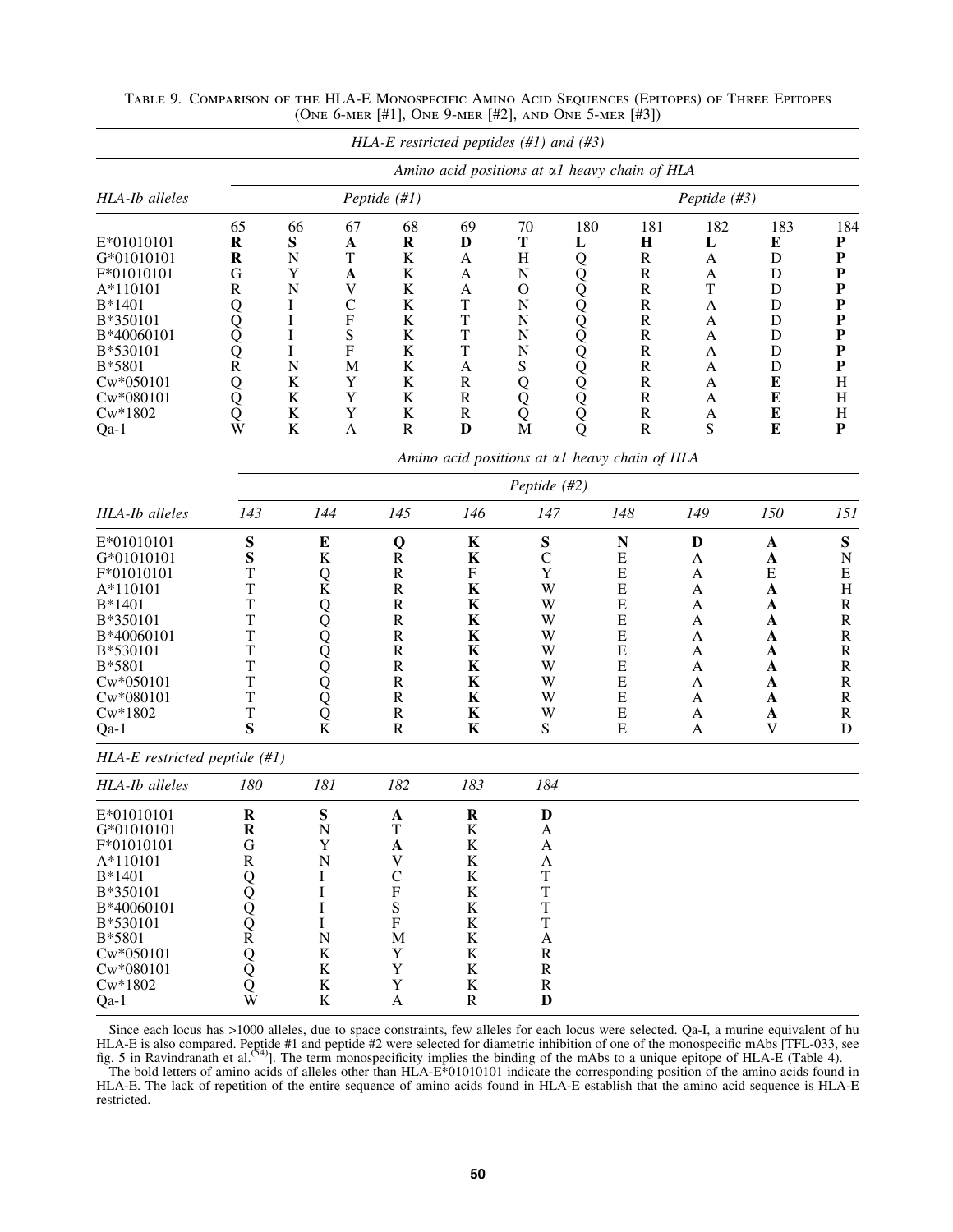TABLE 9. COMPARISON OF THE HLA-E MONOSPECIFIC AMINO ACID SEQUENCES (EPITOPES) OF THREE EPITOPES (ONE 6-MER [#1], ONE 9-MER [#2], AND ONE 5-MER [#3])

| | *HLA-E restricted peptides (#1) and (#3)* | | | | | | | | | | |
|---|---|---|---|---|---|---|---|---|---|---|---|
| | *Amino acid positions at α1 heavy chain of HLA* | | | | | | | | | | |
| *HLA-Ib alleles* | *Peptide (#1)* | | | | | | *Peptide (#3)* | | | | |
| | 65 | 66 | 67 | 68 | 69 | 70 | 180 | 181 | 182 | 183 | 184 |
| E*01010101 | **R** | **S** | **A** | **R** | **D** | **T** | **L** | **H** | **L** | **E** | **P** |
| G*01010101 | **R** | N | T | K | A | H | Q | R | A | D | **P** |
| F*01010101 | G | Y | **A** | K | A | N | Q | R | A | D | **P** |
| A*110101 | R | N | V | K | A | O | Q | R | T | D | **P** |
| B*1401 | Q | I | C | K | T | N | Q | R | A | D | **P** |
| B*350101 | Q | I | F | K | T | N | Q | R | A | D | **P** |
| B*40060101 | Q | I | S | K | T | N | Q | R | A | D | **P** |
| B*530101 | Q | I | F | K | T | N | Q | R | A | D | **P** |
| B*5801 | R | N | M | K | A | S | Q | R | A | D | **P** |
| Cw*050101 | Q | K | Y | K | R | Q | Q | R | A | **E** | H |
| Cw*080101 | Q | K | Y | K | R | Q | Q | R | A | **E** | H |
| Cw*1802 | Q | K | Y | K | R | Q | Q | R | A | **E** | H |
| Qa-1 | W | K | A | R | **D** | M | Q | R | S | **E** | **P** |

| | *Amino acid positions at α1 heavy chain of HLA* | | | | | | | | |
|---|---|---|---|---|---|---|---|---|---|
| | *Peptide (#2)* | | | | | | | | |
| *HLA-Ib alleles* | *143* | *144* | *145* | *146* | *147* | *148* | *149* | *150* | *151* |
| E*01010101 | **S** | **E** | **Q** | **K** | **S** | **N** | **D** | **A** | **S** |
| G*01010101 | **S** | K | R | **K** | C | E | A | **A** | N |
| F*01010101 | T | Q | R | F | Y | E | A | E | E |
| A*110101 | T | K | R | **K** | W | E | A | **A** | H |
| B*1401 | T | Q | R | **K** | W | E | A | **A** | R |
| B*350101 | T | Q | R | **K** | W | E | A | **A** | R |
| B*40060101 | T | Q | R | **K** | W | E | A | **A** | R |
| B*530101 | T | Q | R | **K** | W | E | A | **A** | R |
| B*5801 | T | Q | R | **K** | W | E | A | **A** | R |
| Cw*050101 | T | Q | R | **K** | W | E | A | **A** | R |
| Cw*080101 | T | Q | R | **K** | W | E | A | **A** | R |
| Cw*1802 | T | Q | R | **K** | W | E | A | **A** | R |
| Qa-1 | **S** | K | R | **K** | S | E | A | V | D |

*HLA-E restricted peptide (#1)*

| *HLA-Ib alleles* | *180* | *181* | *182* | *183* | *184* |
|---|---|---|---|---|---|
| E*01010101 | **R** | **S** | **A** | **R** | **D** |
| G*01010101 | **R** | N | T | K | A |
| F*01010101 | G | Y | **A** | K | A |
| A*110101 | R | N | V | K | A |
| B*1401 | Q | I | C | K | T |
| B*350101 | Q | I | F | K | T |
| B*40060101 | Q | I | S | K | T |
| B*530101 | Q | I | F | K | T |
| B*5801 | R | N | M | K | A |
| Cw*050101 | Q | K | Y | K | R |
| Cw*080101 | Q | K | Y | K | R |
| Cw*1802 | Q | K | Y | K | R |
| Qa-1 | W | K | A | R | **D** |

Since each locus has >1000 alleles, due to space constraints, few alleles for each locus were selected. Qa-I, a murine equivalent of hu HLA-E is also compared. Peptide #1 and peptide #2 were selected for diametric inhibition of one of the monospecific mAbs [TFL-033, see fig. 5 in Ravindranath et al.[54]]. The term monospecificity implies the binding of the mAbs to a unique epitope of HLA-E (Table 4).

The bold letters of amino acids of alleles other than HLA-E*01010101 indicate the corresponding position of the amino acids found in HLA-E. The lack of repetition of the entire sequence of amino acids found in HLA-E establish that the amino acid sequence is HLA-E restricted.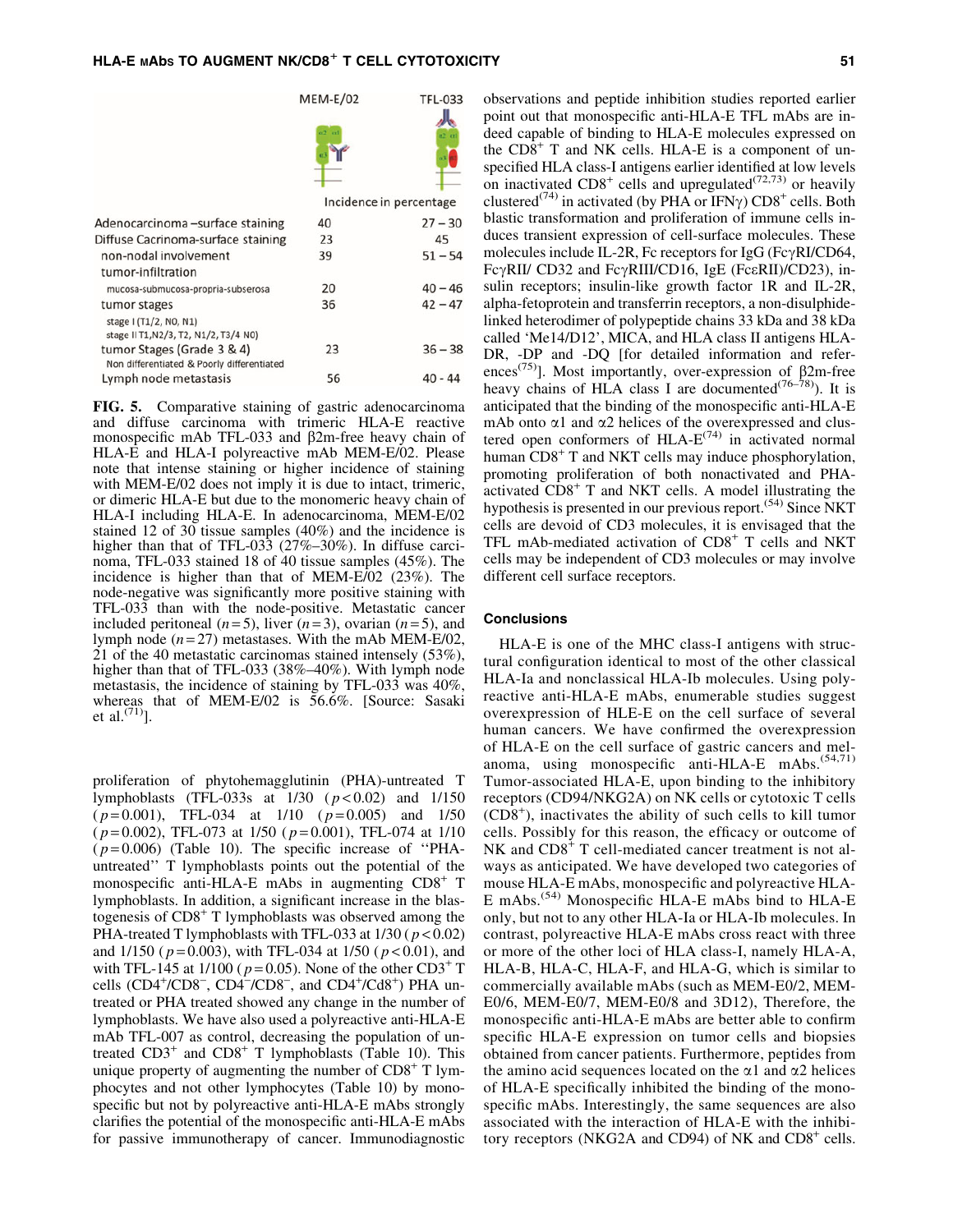| | MEM-E/02 | TFL-033 |
|---|---|---|
| | Incidence in percentage | |
| Adenocarcinoma –surface staining | 40 | 27 – 30 |
| Diffuse Cacrinoma-surface staining | 23 | 45 |
| non-nodal involvement | 39 | 51 – 54 |
| tumor-infiltration | | |
| mucosa-submucosa-propria-subserosa | 20 | 40 – 46 |
| tumor stages | 36 | 42 – 47 |
| stage I (T1/2, N0, N1) stage II T1,N2/3, T2, N1/2, T3/4 N0) | | |
| tumor Stages (Grade 3 & 4) Non differentiated & Poorly differentiated | 23 | 36 – 38 |
| Lymph node metastasis | 56 | 40 - 44 |

**FIG. 5.** Comparative staining of gastric adenocarcinoma and diffuse carcinoma with trimeric HLA-E reactive monospecific mAb TFL-033 and β2m-free heavy chain of HLA-E and HLA-I polyreactive mAb MEM-E/02. Please note that intense staining or higher incidence of staining with MEM-E/02 does not imply it is due to intact, trimeric, or dimeric HLA-E but due to the monomeric heavy chain of HLA-I including HLA-E. In adenocarcinoma, MEM-E/02 stained 12 of 30 tissue samples (40%) and the incidence is higher than that of TFL-033 (27%–30%). In diffuse carcinoma, TFL-033 stained 18 of 40 tissue samples (45%). The incidence is higher than that of MEM-E/02 (23%). The node-negative was significantly more positive staining with TFL-033 than with the node-positive. Metastatic cancer included peritoneal ($n=5$), liver ($n=3$), ovarian ($n=5$), and lymph node ($n=27$) metastases. With the mAb MEM-E/02, 21 of the 40 metastatic carcinomas stained intensely (53%), higher than that of TFL-033 (38%–40%). With lymph node metastasis, the incidence of staining by TFL-033 was 40%, whereas that of MEM-E/02 is 56.6%. [Source: Sasaki et al.[71]].

proliferation of phytohemagglutinin (PHA)-untreated T lymphoblasts (TFL-033s at 1/30 ($p<0.02$) and 1/150 ($p=0.001$), TFL-034 at 1/10 ($p=0.005$) and 1/50 ($p=0.002$), TFL-073 at 1/50 ($p=0.001$), TFL-074 at 1/10 ($p=0.006$) (Table 10). The specific increase of ''PHA-untreated'' T lymphoblasts points out the potential of the monospecific anti-HLA-E mAbs in augmenting $CD8^+$ T lymphoblasts. In addition, a significant increase in the blastogenesis of $CD8^+$ T lymphoblasts was observed among the PHA-treated T lymphoblasts with TFL-033 at 1/30 ($p<0.02$) and 1/150 ($p=0.003$), with TFL-034 at 1/50 ($p<0.01$), and with TFL-145 at 1/100 ($p=0.05$). None of the other $CD3^+$ T cells ($CD4^+/CD8^-$, $CD4^-/CD8^-$, and $CD4^+/Cd8^+$) PHA untreated or PHA treated showed any change in the number of lymphoblasts. We have also used a polyreactive anti-HLA-E mAb TFL-007 as control, decreasing the population of untreated $CD3^+$ and $CD8^+$ T lymphoblasts (Table 10). This unique property of augmenting the number of $CD8^+$ T lymphocytes and not other lymphocytes (Table 10) by monospecific but not by polyreactive anti-HLA-E mAbs strongly clarifies the potential of the monospecific anti-HLA-E mAbs for passive immunotherapy of cancer. Immunodiagnostic observations and peptide inhibition studies reported earlier point out that monospecific anti-HLA-E TFL mAbs are indeed capable of binding to HLA-E molecules expressed on the $CD8^+$ T and NK cells. HLA-E is a component of unspecified HLA class-I antigens earlier identified at low levels on inactivated $CD8^+$ cells and upregulated[72,73] or heavily clustered[74] in activated (by PHA or IFNγ) $CD8^+$ cells. Both blastic transformation and proliferation of immune cells induces transient expression of cell-surface molecules. These molecules include IL-2R, Fc receptors for IgG (FcγRI/CD64, FcγRII/ CD32 and FcγRIII/CD16, IgE (FcεRII)/CD23), insulin receptors; insulin-like growth factor 1R and IL-2R, alpha-fetoprotein and transferrin receptors, a non-disulphide-linked heterodimer of polypeptide chains 33 kDa and 38 kDa called 'Me14/D12', MICA, and HLA class II antigens HLA-DR, -DP and -DQ [for detailed information and references[75]]. Most importantly, over-expression of β2m-free heavy chains of HLA class I are documented[76–78]). It is anticipated that the binding of the monospecific anti-HLA-E mAb onto α1 and α2 helices of the overexpressed and clustered open conformers of HLA-E[74] in activated normal human $CD8^+$ T and NKT cells may induce phosphorylation, promoting proliferation of both nonactivated and PHA-activated $CD8^+$ T and NKT cells. A model illustrating the hypothesis is presented in our previous report.[54] Since NKT cells are devoid of CD3 molecules, it is envisaged that the TFL mAb-mediated activation of $CD8^+$ T cells and NKT cells may be independent of CD3 molecules or may involve different cell surface receptors.

## Conclusions

HLA-E is one of the MHC class-I antigens with structural configuration identical to most of the other classical HLA-Ia and nonclassical HLA-Ib molecules. Using polyreactive anti-HLA-E mAbs, enumerable studies suggest overexpression of HLE-E on the cell surface of several human cancers. We have confirmed the overexpression of HLA-E on the cell surface of gastric cancers and melanoma, using monospecific anti-HLA-E mAbs.[54,71] Tumor-associated HLA-E, upon binding to the inhibitory receptors (CD94/NKG2A) on NK cells or cytotoxic T cells ($CD8^+$), inactivates the ability of such cells to kill tumor cells. Possibly for this reason, the efficacy or outcome of NK and $CD8^+$ T cell-mediated cancer treatment is not always as anticipated. We have developed two categories of mouse HLA-E mAbs, monospecific and polyreactive HLA-E mAbs.[54] Monospecific HLA-E mAbs bind to HLA-E only, but not to any other HLA-Ia or HLA-Ib molecules. In contrast, polyreactive HLA-E mAbs cross react with three or more of the other loci of HLA class-I, namely HLA-A, HLA-B, HLA-C, HLA-F, and HLA-G, which is similar to commercially available mAbs (such as MEM-E0/2, MEM-E0/6, MEM-E0/7, MEM-E0/8 and 3D12), Therefore, the monospecific anti-HLA-E mAbs are better able to confirm specific HLA-E expression on tumor cells and biopsies obtained from cancer patients. Furthermore, peptides from the amino acid sequences located on the α1 and α2 helices of HLA-E specifically inhibited the binding of the monospecific mAbs. Interestingly, the same sequences are also associated with the interaction of HLA-E with the inhibitory receptors (NKG2A and CD94) of NK and $CD8^+$ cells.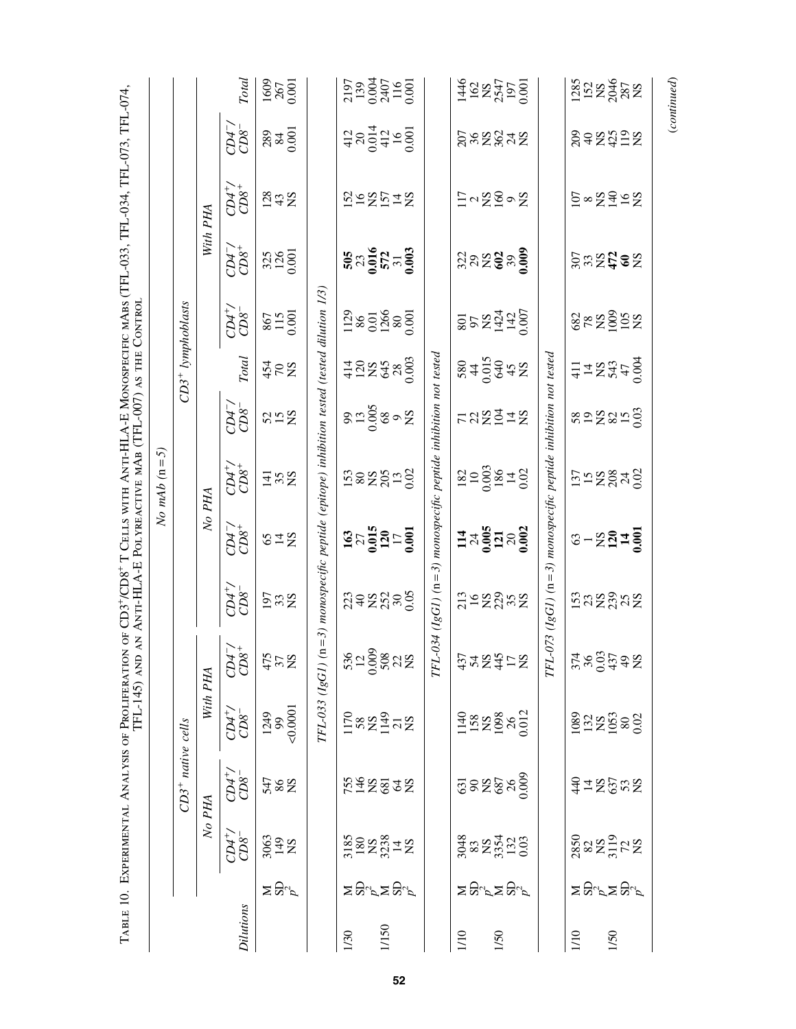TABLE 10. EXPERIMENTAL ANALYSIS OF PROLIFERATION OF $CD3^+/CD8^+$ T CELLS WITH ANTI-HLA-E MONOSPECIFIC MABS (TFL-033, TFL-034, TFL-073, TFL-074, TFL-145) AND AN ANTI-HLA-E POLYREACTIVE MAB (TFL-007) AS THE CONTROL

| | | *$CD3^+$ native cells* | | | | *$CD3^+$ lymphoblasts* | | | | | | | | | |
|---|---|---|---|---|---|---|---|---|---|---|---|---|---|---|---|
| | | *No PHA* | | *With PHA* | | *No PHA* | | | | | *With PHA* | | | | |
| *Dilutions* | | *$CD4^+/CD8^-$* | *$CD4^+/CD8^-$* | *$CD4^+/CD8^-$* | *$CD4^-/CD8^+$* | *$CD4^+/CD8^-$* | *$CD4^-/CD8^+$* | *$CD4^+/CD8^+$* | *$CD4^-/CD8^-$* | *Total* | *$CD4^+/CD8^-$* | *$CD4^-/CD8^+$* | *$CD4^+/CD8^+$* | *$CD4^-/CD8^-$* | *Total* |
| *No mAb (n = 5)* | | | | | | | | | | | | | | | |
| | M | 3063 | 547 | 1249 | 475 | 197 | 65 | 141 | 52 | 454 | 867 | 325 | 128 | 289 | 1609 |
| | SD | 149 | 86 | 99 | 37 | 33 | 14 | 35 | 15 | 70 | 115 | 126 | 43 | 84 | 267 |
| | $p^2$ | NS | NS | <0.0001 | NS | NS | NS | NS | NS | NS | 0.001 | 0.001 | NS | 0.001 | 0.001 |
| *TFL-033 (IgG1) (n = 3) monospecific peptide (epitope) inhibition tested (tested dilution 1/3)* | | | | | | | | | | | | | | | |
| 1/30 | M | 3185 | 755 | 1170 | 536 | 223 | **163** | 153 | 99 | 414 | 1129 | **505** | 152 | 412 | 2197 |
| | SD | 180 | 146 | 58 | 12 | 40 | 27 | 80 | 13 | 120 | 86 | 23 | 16 | 20 | 139 |
| | $p^2$ | NS | NS | NS | 0.009 | NS | **0.015** | NS | 0.005 | NS | 0.01 | **0.016** | NS | 0.014 | 0.004 |
| 1/150 | M | 3238 | 681 | 1149 | 508 | 252 | **120** | 205 | 68 | 645 | 1266 | **572** | 157 | 412 | 2407 |
| | SD | 14 | 64 | 21 | 22 | 30 | 17 | 13 | 9 | 28 | 80 | 31 | 14 | 16 | 116 |
| | $p^2$ | NS | NS | NS | NS | 0.05 | **0.001** | 0.02 | NS | 0.003 | 0.001 | **0.003** | NS | 0.001 | 0.001 |
| *TFL-034 (IgG1) (n = 3) monospecific peptide inhibition not tested* | | | | | | | | | | | | | | | |
| 1/10 | M | 3048 | 631 | 1140 | 437 | 213 | **114** | 182 | 71 | 580 | 801 | 322 | 117 | 207 | 1446 |
| | SD | 83 | 90 | 158 | 54 | 16 | 24 | 10 | 22 | 44 | 97 | 29 | 2 | 36 | 162 |
| | $p^2$ | NS | NS | NS | NS | NS | **0.005** | 0.003 | NS | 0.015 | NS | NS | NS | NS | NS |
| 1/50 | M | 3354 | 687 | 1098 | 445 | 229 | **121** | 186 | 104 | 640 | 1424 | **602** | 160 | 362 | 2547 |
| | SD | 132 | 26 | 26 | 17 | 35 | 20 | 14 | 14 | 45 | 142 | 39 | 9 | 24 | 197 |
| | $p^2$ | 0.03 | 0.009 | 0.012 | NS | NS | **0.002** | 0.02 | NS | NS | 0.007 | **0.009** | NS | NS | 0.001 |
| *TFL-073 (IgG1) (n = 3) monospecific peptide inhibition not tested* | | | | | | | | | | | | | | | |
| 1/10 | M | 2850 | 440 | 1089 | 374 | 153 | 63 | 137 | 58 | 411 | 682 | 307 | 107 | 209 | 1285 |
| | SD | 82 | 14 | 132 | 36 | 23 | 1 | 15 | 19 | 14 | 78 | 33 | 8 | 40 | 152 |
| | $p^2$ | NS | NS | NS | 0.03 | NS | NS | NS | NS | NS | NS | NS | NS | NS | NS |
| 1/50 | M | 3119 | 637 | 1053 | 437 | 239 | **120** | 208 | 82 | 543 | 1009 | **472** | 140 | 425 | 2046 |
| | SD | 72 | 53 | 80 | 49 | 25 | **14** | 24 | 15 | 47 | 105 | **60** | 16 | 119 | 287 |
| | $p^2$ | NS | NS | 0.02 | NS | NS | **0.001** | 0.02 | 0.03 | 0.004 | NS | NS | NS | NS | NS |

(*continued*)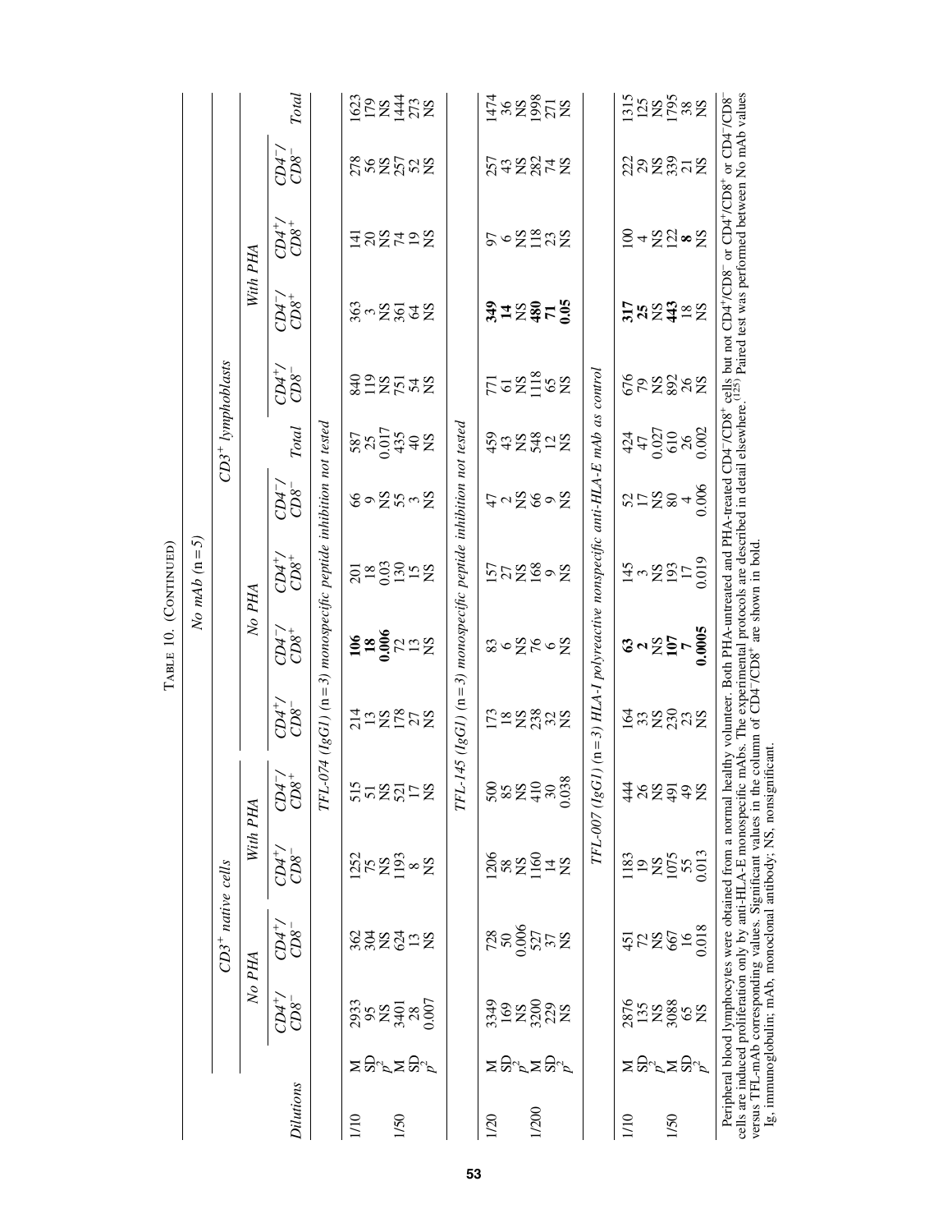TABLE 10. (CONTINUED)

| Dilutions | | No mAb (n = 5) | | | | | | | | | | | | | |
|---|---|---|---|---|---|---|---|---|---|---|---|---|---|---|---|
| | | *CD3⁺ native cells* | | | | *CD3⁺ lymphoblasts* | | | | | | | | | |
| | | *No PHA* | | *With PHA* | | *No PHA* | | | | | *With PHA* | | | | |
| | | *CD4⁺/CD8⁻* | *CD4⁺/CD8⁻* | *CD4⁺/CD8⁻* | *CD4⁻/CD8⁺* | *CD4⁺/CD8⁻* | *CD4⁻/CD8⁺* | *CD4⁺/CD8⁺* | *CD4⁻/CD8⁻* | *Total* | *CD4⁺/CD8⁻* | *CD4⁻/CD8⁺* | *CD4⁺/CD8⁺* | *CD4⁻/CD8⁻* | *Total* |
| | | *TFL-074 (IgG1) (n = 3) monospecific peptide inhibition not tested* | | | | | | | | | | | | | |
| 1/10 | M | 2933 | 362 | 1252 | 515 | 214 | **106** | 201 | 66 | 587 | 840 | 363 | 141 | 278 | 1623 |
| | SD | 95 | 304 | 75 | 51 | 13 | **18** | 18 | 9 | 25 | 119 | 3 | 20 | 56 | 179 |
| | $p^2$ | NS | NS | NS | NS | NS | **0.006** | 0.03 | NS | 0.017 | NS | NS | NS | NS | NS |
| 1/50 | M | 3401 | 624 | 1193 | 521 | 178 | 72 | 130 | 55 | 435 | 751 | 361 | 74 | 257 | 1444 |
| | SD | 28 | 13 | 8 | 17 | 27 | 13 | 15 | 3 | 40 | 54 | 64 | 19 | 52 | 273 |
| | $p^2$ | 0.007 | NS | NS | NS | NS | NS | NS | NS | NS | NS | NS | NS | NS | NS |
| | | *TFL-145 (IgG1) (n = 3) monospecific peptide inhibition not tested* | | | | | | | | | | | | | |
| 1/20 | M | 3349 | 728 | 1206 | 500 | 173 | 83 | 157 | 47 | 459 | 771 | **349** | 97 | 257 | 1474 |
| | SD | 169 | 50 | 58 | 85 | 18 | 6 | 27 | 2 | 43 | 61 | **14** | 6 | 43 | 36 |
| | $p^2$ | NS | 0.006 | NS | NS | NS | NS | NS | NS | NS | NS | NS | NS | NS | NS |
| 1/200 | M | 3200 | 527 | 1160 | 410 | 238 | 76 | 168 | 66 | 548 | 1118 | **480** | 118 | 282 | 1998 |
| | SD | 229 | 37 | 14 | 30 | 32 | 6 | 9 | 9 | 12 | 65 | **71** | 23 | 74 | 271 |
| | $p^2$ | NS | NS | NS | 0.038 | NS | NS | NS | NS | NS | NS | **0.05** | NS | NS | NS |
| | | *TFL-007 (IgG1) (n = 3) HLA-I polyreactive nonspecific anti-HLA-E mAb as control* | | | | | | | | | | | | | |
| 1/10 | M | 2876 | 451 | 1183 | 444 | 164 | **63** | 145 | 52 | 424 | 676 | **317** | 100 | 222 | 1315 |
| | SD | 135 | 72 | 19 | 26 | 33 | **2** | 3 | 17 | 47 | 79 | **25** | 4 | 29 | 125 |
| | $p^2$ | NS | NS | NS | NS | NS | NS | NS | NS | 0.027 | NS | NS | NS | NS | NS |
| 1/50 | M | 3088 | 667 | 1075 | 491 | 230 | **107** | 193 | 80 | 610 | 892 | **443** | 122 | 339 | 1795 |
| | SD | 65 | 16 | 55 | 49 | 23 | **7** | 17 | 4 | 26 | 26 | 18 | **8** | 21 | 38 |
| | $p^2$ | NS | 0.018 | 0.013 | NS | NS | **0.0005** | 0.019 | 0.006 | 0.002 | NS | NS | NS | NS | NS |

Peripheral blood lymphocytes were obtained from a normal healthy volunteer. Both PHA-untreated and PHA-treated CD4⁻/CD8⁺ cells but not CD4⁺/CD8⁻ or CD4⁺/CD8⁺ or CD4⁻/CD8⁻ cells are induced proliferation only by anti-HLA-E monospecific mAbs. The experimental protocols are described in detail elsewhere.[125] Paired test was performed between No mAb values versus TFL-mAb corresponding values. Significant values in the column of CD4⁻/CD8⁺ are shown in bold.

Ig, immunoglobulin; mAb, monoclonal antibody; NS, nonsignificant.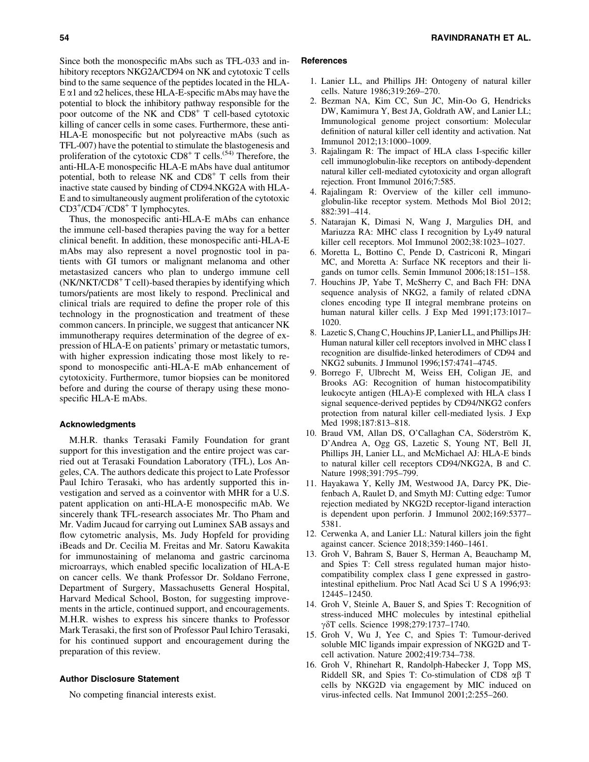Since both the monospecific mAbs such as TFL-033 and inhibitory receptors NKG2A/CD94 on NK and cytotoxic T cells bind to the same sequence of the peptides located in the HLA-E $\alpha1$ and $\alpha2$ helices, these HLA-E-specific mAbs may have the potential to block the inhibitory pathway responsible for the poor outcome of the NK and $CD8^+$ T cell-based cytotoxic killing of cancer cells in some cases. Furthermore, these anti-HLA-E monospecific but not polyreactive mAbs (such as TFL-007) have the potential to stimulate the blastogenesis and proliferation of the cytotoxic $CD8^+$ T cells.[54] Therefore, the anti-HLA-E monospecific HLA-E mAbs have dual antitumor potential, both to release NK and $CD8^+$ T cells from their inactive state caused by binding of CD94.NKG2A with HLA-E and to simultaneously augment proliferation of the cytotoxic $CD3^+/CD4^-/CD8^+$ T lymphocytes.

Thus, the monospecific anti-HLA-E mAbs can enhance the immune cell-based therapies paving the way for a better clinical benefit. In addition, these monospecific anti-HLA-E mAbs may also represent a novel prognostic tool in patients with GI tumors or malignant melanoma and other metastasized cancers who plan to undergo immune cell (NK/NKT/$CD8^+$ T cell)-based therapies by identifying which tumors/patients are most likely to respond. Preclinical and clinical trials are required to define the proper role of this technology in the prognostication and treatment of these common cancers. In principle, we suggest that anticancer NK immunotherapy requires determination of the degree of expression of HLA-E on patients' primary or metastatic tumors, with higher expression indicating those most likely to respond to monospecific anti-HLA-E mAb enhancement of cytotoxicity. Furthermore, tumor biopsies can be monitored before and during the course of therapy using these monospecific HLA-E mAbs.

## Acknowledgments

M.H.R. thanks Terasaki Family Foundation for grant support for this investigation and the entire project was carried out at Terasaki Foundation Laboratory (TFL), Los Angeles, CA. The authors dedicate this project to Late Professor Paul Ichiro Terasaki, who has ardently supported this investigation and served as a coinventor with MHR for a U.S. patent application on anti-HLA-E monospecific mAb. We sincerely thank TFL-research associates Mr. Tho Pham and Mr. Vadim Jucaud for carrying out Luminex SAB assays and flow cytometric analysis, Ms. Judy Hopfeld for providing iBeads and Dr. Cecilia M. Freitas and Mr. Satoru Kawakita for immunostaining of melanoma and gastric carcinoma microarrays, which enabled specific localization of HLA-E on cancer cells. We thank Professor Dr. Soldano Ferrone, Department of Surgery, Massachusetts General Hospital, Harvard Medical School, Boston, for suggesting improvements in the article, continued support, and encouragements. M.H.R. wishes to express his sincere thanks to Professor Mark Terasaki, the first son of Professor Paul Ichiro Terasaki, for his continued support and encouragement during the preparation of this review.

## Author Disclosure Statement

No competing financial interests exist.

## References

1. Lanier LL, and Phillips JH: Ontogeny of natural killer cells. Nature 1986;319:269–270.
2. Bezman NA, Kim CC, Sun JC, Min-Oo G, Hendricks DW, Kamimura Y, Best JA, Goldrath AW, and Lanier LL; Immunological genome project consortium: Molecular definition of natural killer cell identity and activation. Nat Immunol 2012;13:1000–1009.
3. Rajalingam R: The impact of HLA class I-specific killer cell immunoglobulin-like receptors on antibody-dependent natural killer cell-mediated cytotoxicity and organ allograft rejection. Front Immunol 2016;7:585.
4. Rajalingam R: Overview of the killer cell immunoglobulin-like receptor system. Methods Mol Biol 2012; 882:391–414.
5. Natarajan K, Dimasi N, Wang J, Margulies DH, and Mariuzza RA: MHC class I recognition by Ly49 natural killer cell receptors. Mol Immunol 2002;38:1023–1027.
6. Moretta L, Bottino C, Pende D, Castriconi R, Mingari MC, and Moretta A: Surface NK receptors and their ligands on tumor cells. Semin Immunol 2006;18:151–158.
7. Houchins JP, Yabe T, McSherry C, and Bach FH: DNA sequence analysis of NKG2, a family of related cDNA clones encoding type II integral membrane proteins on human natural killer cells. J Exp Med 1991;173:1017–1020.
8. Lazetic S, Chang C, Houchins JP, Lanier LL, and Phillips JH: Human natural killer cell receptors involved in MHC class I recognition are disulfide-linked heterodimers of CD94 and NKG2 subunits. J Immunol 1996;157:4741–4745.
9. Borrego F, Ulbrecht M, Weiss EH, Coligan JE, and Brooks AG: Recognition of human histocompatibility leukocyte antigen (HLA)-E complexed with HLA class I signal sequence-derived peptides by CD94/NKG2 confers protection from natural killer cell-mediated lysis. J Exp Med 1998;187:813–818.
10. Braud VM, Allan DS, O'Callaghan CA, Söderström K, D'Andrea A, Ogg GS, Lazetic S, Young NT, Bell JI, Phillips JH, Lanier LL, and McMichael AJ: HLA-E binds to natural killer cell receptors CD94/NKG2A, B and C. Nature 1998;391:795–799.
11. Hayakawa Y, Kelly JM, Westwood JA, Darcy PK, Diefenbach A, Raulet D, and Smyth MJ: Cutting edge: Tumor rejection mediated by NKG2D receptor-ligand interaction is dependent upon perforin. J Immunol 2002;169:5377–5381.
12. Cerwenka A, and Lanier LL: Natural killers join the fight against cancer. Science 2018;359:1460–1461.
13. Groh V, Bahram S, Bauer S, Herman A, Beauchamp M, and Spies T: Cell stress regulated human major histocompatibility complex class I gene expressed in gastrointestinal epithelium. Proc Natl Acad Sci U S A 1996;93: 12445–12450.
14. Groh V, Steinle A, Bauer S, and Spies T: Recognition of stress-induced MHC molecules by intestinal epithelial $\gamma\delta$T cells. Science 1998;279:1737–1740.
15. Groh V, Wu J, Yee C, and Spies T: Tumour-derived soluble MIC ligands impair expression of NKG2D and T-cell activation. Nature 2002;419:734–738.
16. Groh V, Rhinehart R, Randolph-Habecker J, Topp MS, Riddell SR, and Spies T: Co-stimulation of CD8 $\alpha\beta$ T cells by NKG2D via engagement by MIC induced on virus-infected cells. Nat Immunol 2001;2:255–260.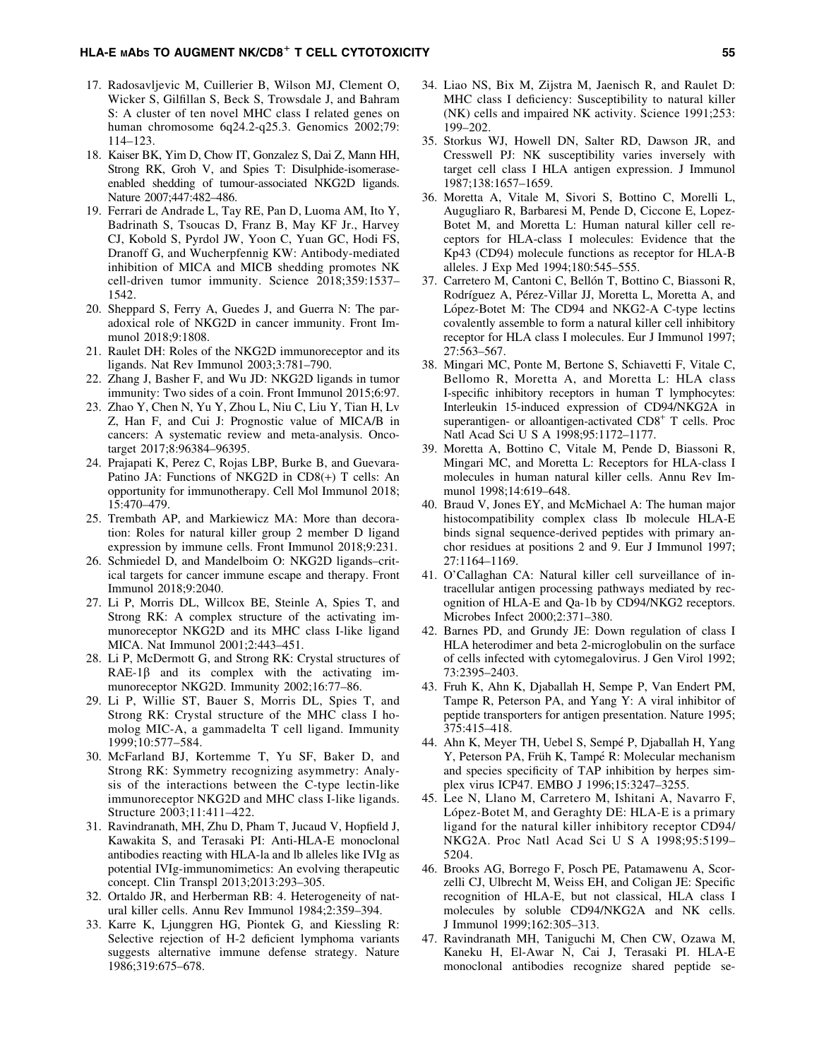17. Radosavljevic M, Cuillerier B, Wilson MJ, Clement O, Wicker S, Gilfillan S, Beck S, Trowsdale J, and Bahram S: A cluster of ten novel MHC class I related genes on human chromosome 6q24.2-q25.3. Genomics 2002;79:114–123.
18. Kaiser BK, Yim D, Chow IT, Gonzalez S, Dai Z, Mann HH, Strong RK, Groh V, and Spies T: Disulphide-isomerase-enabled shedding of tumour-associated NKG2D ligands. Nature 2007;447:482–486.
19. Ferrari de Andrade L, Tay RE, Pan D, Luoma AM, Ito Y, Badrinath S, Tsoucas D, Franz B, May KF Jr., Harvey CJ, Kobold S, Pyrdol JW, Yoon C, Yuan GC, Hodi FS, Dranoff G, and Wucherpfennig KW: Antibody-mediated inhibition of MICA and MICB shedding promotes NK cell-driven tumor immunity. Science 2018;359:1537–1542.
20. Sheppard S, Ferry A, Guedes J, and Guerra N: The paradoxical role of NKG2D in cancer immunity. Front Immunol 2018;9:1808.
21. Raulet DH: Roles of the NKG2D immunoreceptor and its ligands. Nat Rev Immunol 2003;3:781–790.
22. Zhang J, Basher F, and Wu JD: NKG2D ligands in tumor immunity: Two sides of a coin. Front Immunol 2015;6:97.
23. Zhao Y, Chen N, Yu Y, Zhou L, Niu C, Liu Y, Tian H, Lv Z, Han F, and Cui J: Prognostic value of MICA/B in cancers: A systematic review and meta-analysis. Oncotarget 2017;8:96384–96395.
24. Prajapati K, Perez C, Rojas LBP, Burke B, and Guevara-Patino JA: Functions of NKG2D in CD8(+) T cells: An opportunity for immunotherapy. Cell Mol Immunol 2018;15:470–479.
25. Trembath AP, and Markiewicz MA: More than decoration: Roles for natural killer group 2 member D ligand expression by immune cells. Front Immunol 2018;9:231.
26. Schmiedel D, and Mandelboim O: NKG2D ligands–critical targets for cancer immune escape and therapy. Front Immunol 2018;9:2040.
27. Li P, Morris DL, Willcox BE, Steinle A, Spies T, and Strong RK: A complex structure of the activating immunoreceptor NKG2D and its MHC class I-like ligand MICA. Nat Immunol 2001;2:443–451.
28. Li P, McDermott G, and Strong RK: Crystal structures of RAE-1β and its complex with the activating immunoreceptor NKG2D. Immunity 2002;16:77–86.
29. Li P, Willie ST, Bauer S, Morris DL, Spies T, and Strong RK: Crystal structure of the MHC class I homolog MIC-A, a gammadelta T cell ligand. Immunity 1999;10:577–584.
30. McFarland BJ, Kortemme T, Yu SF, Baker D, and Strong RK: Symmetry recognizing asymmetry: Analysis of the interactions between the C-type lectin-like immunoreceptor NKG2D and MHC class I-like ligands. Structure 2003;11:411–422.
31. Ravindranath, MH, Zhu D, Pham T, Jucaud V, Hopfield J, Kawakita S, and Terasaki PI: Anti-HLA-E monoclonal antibodies reacting with HLA-la and lb alleles like IVIg as potential IVIg-immunomimetics: An evolving therapeutic concept. Clin Transpl 2013;2013:293–305.
32. Ortaldo JR, and Herberman RB: 4. Heterogeneity of natural killer cells. Annu Rev Immunol 1984;2:359–394.
33. Karre K, Ljunggren HG, Piontek G, and Kiessling R: Selective rejection of H-2 deficient lymphoma variants suggests alternative immune defense strategy. Nature 1986;319:675–678.
34. Liao NS, Bix M, Zijstra M, Jaenisch R, and Raulet D: MHC class I deficiency: Susceptibility to natural killer (NK) cells and impaired NK activity. Science 1991;253:199–202.
35. Storkus WJ, Howell DN, Salter RD, Dawson JR, and Cresswell PJ: NK susceptibility varies inversely with target cell class I HLA antigen expression. J Immunol 1987;138:1657–1659.
36. Moretta A, Vitale M, Sivori S, Bottino C, Morelli L, Augugliaro R, Barbaresi M, Pende D, Ciccone E, Lopez-Botet M, and Moretta L: Human natural killer cell receptors for HLA-class I molecules: Evidence that the Kp43 (CD94) molecule functions as receptor for HLA-B alleles. J Exp Med 1994;180:545–555.
37. Carretero M, Cantoni C, Bellón T, Bottino C, Biassoni R, Rodríguez A, Pérez-Villar JJ, Moretta L, Moretta A, and López-Botet M: The CD94 and NKG2-A C-type lectins covalently assemble to form a natural killer cell inhibitory receptor for HLA class I molecules. Eur J Immunol 1997;27:563–567.
38. Mingari MC, Ponte M, Bertone S, Schiavetti F, Vitale C, Bellomo R, Moretta A, and Moretta L: HLA class I-specific inhibitory receptors in human T lymphocytes: Interleukin 15-induced expression of CD94/NKG2A in superantigen- or alloantigen-activated CD8$^{+}$ T cells. Proc Natl Acad Sci U S A 1998;95:1172–1177.
39. Moretta A, Bottino C, Vitale M, Pende D, Biassoni R, Mingari MC, and Moretta L: Receptors for HLA-class I molecules in human natural killer cells. Annu Rev Immunol 1998;14:619–648.
40. Braud V, Jones EY, and McMichael A: The human major histocompatibility complex class Ib molecule HLA-E binds signal sequence-derived peptides with primary anchor residues at positions 2 and 9. Eur J Immunol 1997;27:1164–1169.
41. O'Callaghan CA: Natural killer cell surveillance of intracellular antigen processing pathways mediated by recognition of HLA-E and Qa-1b by CD94/NKG2 receptors. Microbes Infect 2000;2:371–380.
42. Barnes PD, and Grundy JE: Down regulation of class I HLA heterodimer and beta 2-microglobulin on the surface of cells infected with cytomegalovirus. J Gen Virol 1992;73:2395–2403.
43. Fruh K, Ahn K, Djaballah H, Sempe P, Van Endert PM, Tampe R, Peterson PA, and Yang Y: A viral inhibitor of peptide transporters for antigen presentation. Nature 1995;375:415–418.
44. Ahn K, Meyer TH, Uebel S, Sempé P, Djaballah H, Yang Y, Peterson PA, Früh K, Tampé R: Molecular mechanism and species specificity of TAP inhibition by herpes simplex virus ICP47. EMBO J 1996;15:3247–3255.
45. Lee N, Llano M, Carretero M, Ishitani A, Navarro F, López-Botet M, and Geraghty DE: HLA-E is a primary ligand for the natural killer inhibitory receptor CD94/NKG2A. Proc Natl Acad Sci U S A 1998;95:5199–5204.
46. Brooks AG, Borrego F, Posch PE, Patamawenu A, Scorzelli CJ, Ulbrecht M, Weiss EH, and Coligan JE: Specific recognition of HLA-E, but not classical, HLA class I molecules by soluble CD94/NKG2A and NK cells. J Immunol 1999;162:305–313.
47. Ravindranath MH, Taniguchi M, Chen CW, Ozawa M, Kaneku H, El-Awar N, Cai J, Terasaki PI. HLA-E monoclonal antibodies recognize shared peptide se-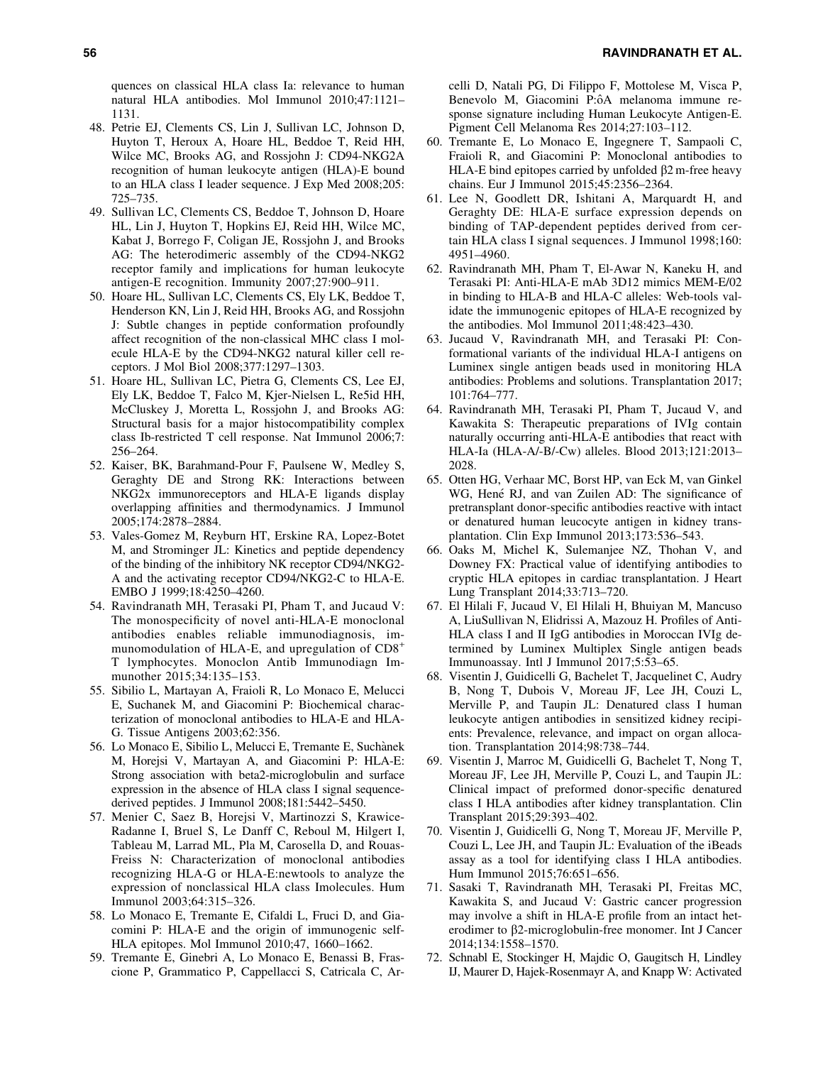quences on classical HLA class Ia: relevance to human natural HLA antibodies. Mol Immunol 2010;47:1121–1131.

48. Petrie EJ, Clements CS, Lin J, Sullivan LC, Johnson D, Huyton T, Heroux A, Hoare HL, Beddoe T, Reid HH, Wilce MC, Brooks AG, and Rossjohn J: CD94-NKG2A recognition of human leukocyte antigen (HLA)-E bound to an HLA class I leader sequence. J Exp Med 2008;205: 725–735.
49. Sullivan LC, Clements CS, Beddoe T, Johnson D, Hoare HL, Lin J, Huyton T, Hopkins EJ, Reid HH, Wilce MC, Kabat J, Borrego F, Coligan JE, Rossjohn J, and Brooks AG: The heterodimeric assembly of the CD94-NKG2 receptor family and implications for human leukocyte antigen-E recognition. Immunity 2007;27:900–911.
50. Hoare HL, Sullivan LC, Clements CS, Ely LK, Beddoe T, Henderson KN, Lin J, Reid HH, Brooks AG, and Rossjohn J: Subtle changes in peptide conformation profoundly affect recognition of the non-classical MHC class I molecule HLA-E by the CD94-NKG2 natural killer cell receptors. J Mol Biol 2008;377:1297–1303.
51. Hoare HL, Sullivan LC, Pietra G, Clements CS, Lee EJ, Ely LK, Beddoe T, Falco M, Kjer-Nielsen L, Re5id HH, McCluskey J, Moretta L, Rossjohn J, and Brooks AG: Structural basis for a major histocompatibility complex class Ib-restricted T cell response. Nat Immunol 2006;7: 256–264.
52. Kaiser, BK, Barahmand-Pour F, Paulsene W, Medley S, Geraghty DE and Strong RK: Interactions between NKG2x immunoreceptors and HLA-E ligands display overlapping affinities and thermodynamics. J Immunol 2005;174:2878–2884.
53. Vales-Gomez M, Reyburn HT, Erskine RA, Lopez-Botet M, and Strominger JL: Kinetics and peptide dependency of the binding of the inhibitory NK receptor CD94/NKG2-A and the activating receptor CD94/NKG2-C to HLA-E. EMBO J 1999;18:4250–4260.
54. Ravindranath MH, Terasaki PI, Pham T, and Jucaud V: The monospecificity of novel anti-HLA-E monoclonal antibodies enables reliable immunodiagnosis, immunomodulation of HLA-E, and upregulation of $CD8^{+}$ T lymphocytes. Monoclon Antib Immunodiagn Immunother 2015;34:135–153.
55. Sibilio L, Martayan A, Fraioli R, Lo Monaco E, Melucci E, Suchanek M, and Giacomini P: Biochemical characterization of monoclonal antibodies to HLA-E and HLA-G. Tissue Antigens 2003;62:356.
56. Lo Monaco E, Sibilio L, Melucci E, Tremante E, Suchànek M, Horejsi V, Martayan A, and Giacomini P: HLA-E: Strong association with beta2-microglobulin and surface expression in the absence of HLA class I signal sequence-derived peptides. J Immunol 2008;181:5442–5450.
57. Menier C, Saez B, Horejsi V, Martinozzi S, Krawice-Radanne I, Bruel S, Le Danff C, Reboul M, Hilgert I, Tableau M, Larrad ML, Pla M, Carosella D, and Rouas-Freiss N: Characterization of monoclonal antibodies recognizing HLA-G or HLA-E:newtools to analyze the expression of nonclassical HLA class Imolecules. Hum Immunol 2003;64:315–326.
58. Lo Monaco E, Tremante E, Cifaldi L, Fruci D, and Giacomini P: HLA-E and the origin of immunogenic self-HLA epitopes. Mol Immunol 2010;47, 1660–1662.
59. Tremante E, Ginebri A, Lo Monaco E, Benassi B, Frascione P, Grammatico P, Cappellacci S, Catricala C, Arcelli D, Natali PG, Di Filippo F, Mottolese M, Visca P, Benevolo M, Giacomini P:ôA melanoma immune response signature including Human Leukocyte Antigen-E. Pigment Cell Melanoma Res 2014;27:103–112.
60. Tremante E, Lo Monaco E, Ingegnere T, Sampaoli C, Fraioli R, and Giacomini P: Monoclonal antibodies to HLA-E bind epitopes carried by unfolded β2 m-free heavy chains. Eur J Immunol 2015;45:2356–2364.
61. Lee N, Goodlett DR, Ishitani A, Marquardt H, and Geraghty DE: HLA-E surface expression depends on binding of TAP-dependent peptides derived from certain HLA class I signal sequences. J Immunol 1998;160: 4951–4960.
62. Ravindranath MH, Pham T, El-Awar N, Kaneku H, and Terasaki PI: Anti-HLA-E mAb 3D12 mimics MEM-E/02 in binding to HLA-B and HLA-C alleles: Web-tools validate the immunogenic epitopes of HLA-E recognized by the antibodies. Mol Immunol 2011;48:423–430.
63. Jucaud V, Ravindranath MH, and Terasaki PI: Conformational variants of the individual HLA-I antigens on Luminex single antigen beads used in monitoring HLA antibodies: Problems and solutions. Transplantation 2017; 101:764–777.
64. Ravindranath MH, Terasaki PI, Pham T, Jucaud V, and Kawakita S: Therapeutic preparations of IVIg contain naturally occurring anti-HLA-E antibodies that react with HLA-Ia (HLA-A/-B/-Cw) alleles. Blood 2013;121:2013–2028.
65. Otten HG, Verhaar MC, Borst HP, van Eck M, van Ginkel WG, Hené RJ, and van Zuilen AD: The significance of pretransplant donor-specific antibodies reactive with intact or denatured human leucocyte antigen in kidney transplantation. Clin Exp Immunol 2013;173:536–543.
66. Oaks M, Michel K, Sulemanjee NZ, Thohan V, and Downey FX: Practical value of identifying antibodies to cryptic HLA epitopes in cardiac transplantation. J Heart Lung Transplant 2014;33:713–720.
67. El Hilali F, Jucaud V, El Hilali H, Bhuiyan M, Mancuso A, LiuSullivan N, Elidrissi A, Mazouz H. Profiles of Anti-HLA class I and II IgG antibodies in Moroccan IVIg determined by Luminex Multiplex Single antigen beads Immunoassay. Intl J Immunol 2017;5:53–65.
68. Visentin J, Guidicelli G, Bachelet T, Jacquelinet C, Audry B, Nong T, Dubois V, Moreau JF, Lee JH, Couzi L, Merville P, and Taupin JL: Denatured class I human leukocyte antigen antibodies in sensitized kidney recipients: Prevalence, relevance, and impact on organ allocation. Transplantation 2014;98:738–744.
69. Visentin J, Marroc M, Guidicelli G, Bachelet T, Nong T, Moreau JF, Lee JH, Merville P, Couzi L, and Taupin JL: Clinical impact of preformed donor-specific denatured class I HLA antibodies after kidney transplantation. Clin Transplant 2015;29:393–402.
70. Visentin J, Guidicelli G, Nong T, Moreau JF, Merville P, Couzi L, Lee JH, and Taupin JL: Evaluation of the iBeads assay as a tool for identifying class I HLA antibodies. Hum Immunol 2015;76:651–656.
71. Sasaki T, Ravindranath MH, Terasaki PI, Freitas MC, Kawakita S, and Jucaud V: Gastric cancer progression may involve a shift in HLA-E profile from an intact heterodimer to β2-microglobulin-free monomer. Int J Cancer 2014;134:1558–1570.
72. Schnabl E, Stockinger H, Majdic O, Gaugitsch H, Lindley IJ, Maurer D, Hajek-Rosenmayr A, and Knapp W: Activated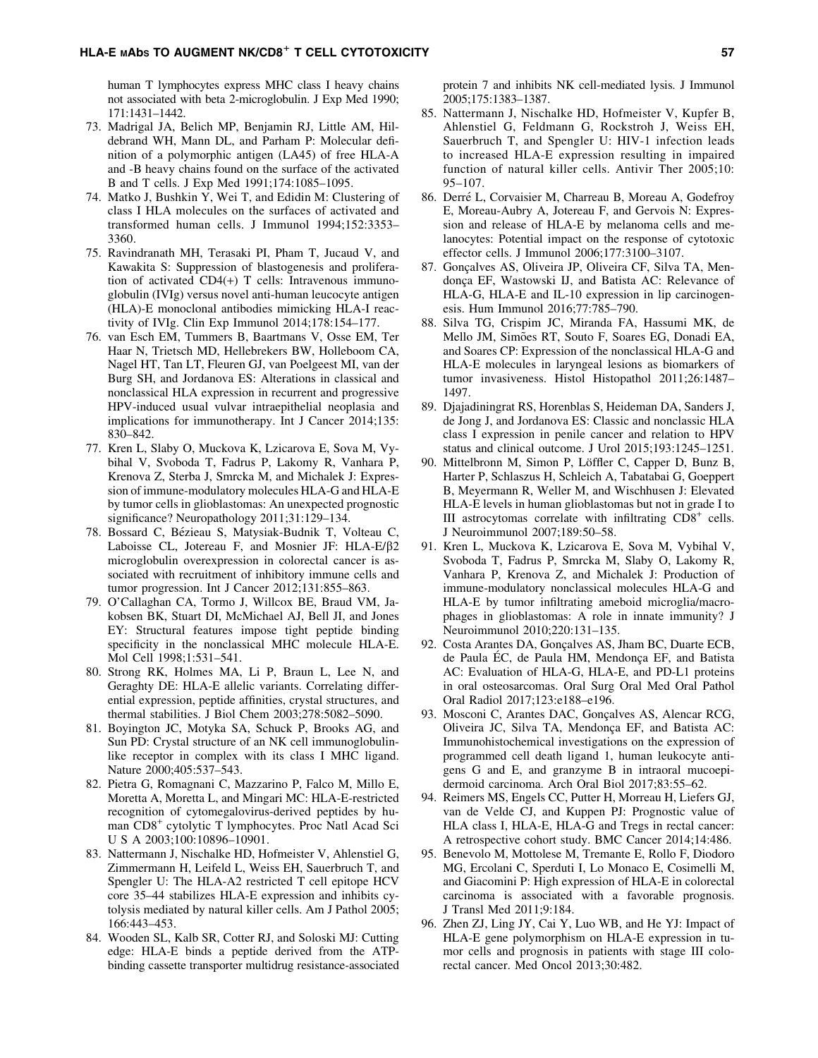human T lymphocytes express MHC class I heavy chains not associated with beta 2-microglobulin. J Exp Med 1990; 171:1431–1442.

73. Madrigal JA, Belich MP, Benjamin RJ, Little AM, Hildebrand WH, Mann DL, and Parham P: Molecular definition of a polymorphic antigen (LA45) of free HLA-A and -B heavy chains found on the surface of the activated B and T cells. J Exp Med 1991;174:1085–1095.
74. Matko J, Bushkin Y, Wei T, and Edidin M: Clustering of class I HLA molecules on the surfaces of activated and transformed human cells. J Immunol 1994;152:3353–3360.
75. Ravindranath MH, Terasaki PI, Pham T, Jucaud V, and Kawakita S: Suppression of blastogenesis and proliferation of activated CD4(+) T cells: Intravenous immunoglobulin (IVIg) versus novel anti-human leucocyte antigen (HLA)-E monoclonal antibodies mimicking HLA-I reactivity of IVIg. Clin Exp Immunol 2014;178:154–177.
76. van Esch EM, Tummers B, Baartmans V, Osse EM, Ter Haar N, Trietsch MD, Hellebrekers BW, Holleboom CA, Nagel HT, Tan LT, Fleuren GJ, van Poelgeest MI, van der Burg SH, and Jordanova ES: Alterations in classical and nonclassical HLA expression in recurrent and progressive HPV-induced usual vulvar intraepithelial neoplasia and implications for immunotherapy. Int J Cancer 2014;135: 830–842.
77. Kren L, Slaby O, Muckova K, Lzicarova E, Sova M, Vybihal V, Svoboda T, Fadrus P, Lakomy R, Vanhara P, Krenova Z, Sterba J, Smrcka M, and Michalek J: Expression of immune-modulatory molecules HLA-G and HLA-E by tumor cells in glioblastomas: An unexpected prognostic significance? Neuropathology 2011;31:129–134.
78. Bossard C, Bézieau S, Matysiak-Budnik T, Volteau C, Laboisse CL, Jotereau F, and Mosnier JF: HLA-E/β2 microglobulin overexpression in colorectal cancer is associated with recruitment of inhibitory immune cells and tumor progression. Int J Cancer 2012;131:855–863.
79. O'Callaghan CA, Tormo J, Willcox BE, Braud VM, Jakobsen BK, Stuart DI, McMichael AJ, Bell JI, and Jones EY: Structural features impose tight peptide binding specificity in the nonclassical MHC molecule HLA-E. Mol Cell 1998;1:531–541.
80. Strong RK, Holmes MA, Li P, Braun L, Lee N, and Geraghty DE: HLA-E allelic variants. Correlating differential expression, peptide affinities, crystal structures, and thermal stabilities. J Biol Chem 2003;278:5082–5090.
81. Boyington JC, Motyka SA, Schuck P, Brooks AG, and Sun PD: Crystal structure of an NK cell immunoglobulin-like receptor in complex with its class I MHC ligand. Nature 2000;405:537–543.
82. Pietra G, Romagnani C, Mazzarino P, Falco M, Millo E, Moretta A, Moretta L, and Mingari MC: HLA-E-restricted recognition of cytomegalovirus-derived peptides by human $CD8^+$ cytolytic T lymphocytes. Proc Natl Acad Sci U S A 2003;100:10896–10901.
83. Nattermann J, Nischalke HD, Hofmeister V, Ahlenstiel G, Zimmermann H, Leifeld L, Weiss EH, Sauerbruch T, and Spengler U: The HLA-A2 restricted T cell epitope HCV core 35–44 stabilizes HLA-E expression and inhibits cytolysis mediated by natural killer cells. Am J Pathol 2005; 166:443–453.
84. Wooden SL, Kalb SR, Cotter RJ, and Soloski MJ: Cutting edge: HLA-E binds a peptide derived from the ATP-binding cassette transporter multidrug resistance-associated protein 7 and inhibits NK cell-mediated lysis. J Immunol 2005;175:1383–1387.
85. Nattermann J, Nischalke HD, Hofmeister V, Kupfer B, Ahlenstiel G, Feldmann G, Rockstroh J, Weiss EH, Sauerbruch T, and Spengler U: HIV-1 infection leads to increased HLA-E expression resulting in impaired function of natural killer cells. Antivir Ther 2005;10: 95–107.
86. Derré L, Corvaisier M, Charreau B, Moreau A, Godefroy E, Moreau-Aubry A, Jotereau F, and Gervois N: Expression and release of HLA-E by melanoma cells and melanocytes: Potential impact on the response of cytotoxic effector cells. J Immunol 2006;177:3100–3107.
87. Gonçalves AS, Oliveira JP, Oliveira CF, Silva TA, Mendonça EF, Wastowski IJ, and Batista AC: Relevance of HLA-G, HLA-E and IL-10 expression in lip carcinogenesis. Hum Immunol 2016;77:785–790.
88. Silva TG, Crispim JC, Miranda FA, Hassumi MK, de Mello JM, Simões RT, Souto F, Soares EG, Donadi EA, and Soares CP: Expression of the nonclassical HLA-G and HLA-E molecules in laryngeal lesions as biomarkers of tumor invasiveness. Histol Histopathol 2011;26:1487–1497.
89. Djajadiningrat RS, Horenblas S, Heideman DA, Sanders J, de Jong J, and Jordanova ES: Classic and nonclassic HLA class I expression in penile cancer and relation to HPV status and clinical outcome. J Urol 2015;193:1245–1251.
90. Mittelbronn M, Simon P, Löffler C, Capper D, Bunz B, Harter P, Schlaszus H, Schleich A, Tabatabai G, Goeppert B, Meyermann R, Weller M, and Wischhusen J: Elevated HLA-E levels in human glioblastomas but not in grade I to III astrocytomas correlate with infiltrating $CD8^+$ cells. J Neuroimmunol 2007;189:50–58.
91. Kren L, Muckova K, Lzicarova E, Sova M, Vybihal V, Svoboda T, Fadrus P, Smrcka M, Slaby O, Lakomy R, Vanhara P, Krenova Z, and Michalek J: Production of immune-modulatory nonclassical molecules HLA-G and HLA-E by tumor infiltrating ameboid microglia/macrophages in glioblastomas: A role in innate immunity? J Neuroimmunol 2010;220:131–135.
92. Costa Arantes DA, Gonçalves AS, Jham BC, Duarte ECB, de Paula ÉC, de Paula HM, Mendonça EF, and Batista AC: Evaluation of HLA-G, HLA-E, and PD-L1 proteins in oral osteosarcomas. Oral Surg Oral Med Oral Pathol Oral Radiol 2017;123:e188–e196.
93. Mosconi C, Arantes DAC, Gonçalves AS, Alencar RCG, Oliveira JC, Silva TA, Mendonça EF, and Batista AC: Immunohistochemical investigations on the expression of programmed cell death ligand 1, human leukocyte antigens G and E, and granzyme B in intraoral mucoepidermoid carcinoma. Arch Oral Biol 2017;83:55–62.
94. Reimers MS, Engels CC, Putter H, Morreau H, Liefers GJ, van de Velde CJ, and Kuppen PJ: Prognostic value of HLA class I, HLA-E, HLA-G and Tregs in rectal cancer: A retrospective cohort study. BMC Cancer 2014;14:486.
95. Benevolo M, Mottolese M, Tremante E, Rollo F, Diodoro MG, Ercolani C, Sperduti I, Lo Monaco E, Cosimelli M, and Giacomini P: High expression of HLA-E in colorectal carcinoma is associated with a favorable prognosis. J Transl Med 2011;9:184.
96. Zhen ZJ, Ling JY, Cai Y, Luo WB, and He YJ: Impact of HLA-E gene polymorphism on HLA-E expression in tumor cells and prognosis in patients with stage III colorectal cancer. Med Oncol 2013;30:482.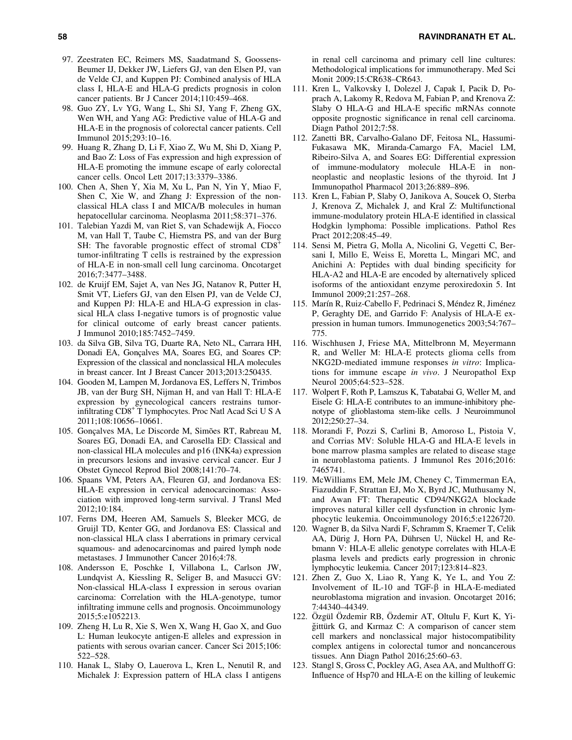97. Zeestraten EC, Reimers MS, Saadatmand S, Goossens-Beumer IJ, Dekker JW, Liefers GJ, van den Elsen PJ, van de Velde CJ, and Kuppen PJ: Combined analysis of HLA class I, HLA-E and HLA-G predicts prognosis in colon cancer patients. Br J Cancer 2014;110:459–468.
98. Guo ZY, Lv YG, Wang L, Shi SJ, Yang F, Zheng GX, Wen WH, and Yang AG: Predictive value of HLA-G and HLA-E in the prognosis of colorectal cancer patients. Cell Immunol 2015;293:10–16.
99. Huang R, Zhang D, Li F, Xiao Z, Wu M, Shi D, Xiang P, and Bao Z: Loss of Fas expression and high expression of HLA-E promoting the immune escape of early colorectal cancer cells. Oncol Lett 2017;13:3379–3386.
100. Chen A, Shen Y, Xia M, Xu L, Pan N, Yin Y, Miao F, Shen C, Xie W, and Zhang J: Expression of the non-classical HLA class I and MICA/B molecules in human hepatocellular carcinoma. Neoplasma 2011;58:371–376.
101. Talebian Yazdi M, van Riet S, van Schadewijk A, Fiocco M, van Hall T, Taube C, Hiemstra PS, and van der Burg SH: The favorable prognostic effect of stromal $CD8^+$ tumor-infiltrating T cells is restrained by the expression of HLA-E in non-small cell lung carcinoma. Oncotarget 2016;7:3477–3488.
102. de Kruijf EM, Sajet A, van Nes JG, Natanov R, Putter H, Smit VT, Liefers GJ, van den Elsen PJ, van de Velde CJ, and Kuppen PJ: HLA-E and HLA-G expression in classical HLA class I-negative tumors is of prognostic value for clinical outcome of early breast cancer patients. J Immunol 2010;185:7452–7459.
103. da Silva GB, Silva TG, Duarte RA, Neto NL, Carrara HH, Donadi EA, Gonçalves MA, Soares EG, and Soares CP: Expression of the classical and nonclassical HLA molecules in breast cancer. Int J Breast Cancer 2013;2013:250435.
104. Gooden M, Lampen M, Jordanova ES, Leffers N, Trimbos JB, van der Burg SH, Nijman H, and van Hall T: HLA-E expression by gynecological cancers restrains tumor-infiltrating $CD8^+$ T lymphocytes. Proc Natl Acad Sci U S A 2011;108:10656–10661.
105. Gonçalves MA, Le Discorde M, Simões RT, Rabreau M, Soares EG, Donadi EA, and Carosella ED: Classical and non-classical HLA molecules and p16 (INK4a) expression in precursors lesions and invasive cervical cancer. Eur J Obstet Gynecol Reprod Biol 2008;141:70–74.
106. Spaans VM, Peters AA, Fleuren GJ, and Jordanova ES: HLA-E expression in cervical adenocarcinomas: Association with improved long-term survival. J Transl Med 2012;10:184.
107. Ferns DM, Heeren AM, Samuels S, Bleeker MCG, de Gruijl TD, Kenter GG, and Jordanova ES: Classical and non-classical HLA class I aberrations in primary cervical squamous- and adenocarcinomas and paired lymph node metastases. J Immunother Cancer 2016;4:78.
108. Andersson E, Poschke I, Villabona L, Carlson JW, Lundqvist A, Kiessling R, Seliger B, and Masucci GV: Non-classical HLA-class I expression in serous ovarian carcinoma: Correlation with the HLA-genotype, tumor infiltrating immune cells and prognosis. Oncoimmunology 2015;5:e1052213.
109. Zheng H, Lu R, Xie S, Wen X, Wang H, Gao X, and Guo L: Human leukocyte antigen-E alleles and expression in patients with serous ovarian cancer. Cancer Sci 2015;106: 522–528.
110. Hanak L, Slaby O, Lauerova L, Kren L, Nenutil R, and Michalek J: Expression pattern of HLA class I antigens in renal cell carcinoma and primary cell line cultures: Methodological implications for immunotherapy. Med Sci Monit 2009;15:CR638–CR643.
111. Kren L, Valkovsky I, Dolezel J, Capak I, Pacik D, Poprach A, Lakomy R, Redova M, Fabian P, and Krenova Z: Slaby O HLA-G and HLA-E specific mRNAs connote opposite prognostic significance in renal cell carcinoma. Diagn Pathol 2012;7:58.
112. Zanetti BR, Carvalho-Galano DF, Feitosa NL, Hassumi-Fukasawa MK, Miranda-Camargo FA, Maciel LM, Ribeiro-Silva A, and Soares EG: Differential expression of immune-modulatory molecule HLA-E in non-neoplastic and neoplastic lesions of the thyroid. Int J Immunopathol Pharmacol 2013;26:889–896.
113. Kren L, Fabian P, Slaby O, Janikova A, Soucek O, Sterba J, Krenova Z, Michalek J, and Kral Z: Multifunctional immune-modulatory protein HLA-E identified in classical Hodgkin lymphoma: Possible implications. Pathol Res Pract 2012;208:45–49.
114. Sensi M, Pietra G, Molla A, Nicolini G, Vegetti C, Bersani I, Millo E, Weiss E, Moretta L, Mingari MC, and Anichini A: Peptides with dual binding specificity for HLA-A2 and HLA-E are encoded by alternatively spliced isoforms of the antioxidant enzyme peroxiredoxin 5. Int Immunol 2009;21:257–268.
115. Marín R, Ruiz-Cabello F, Pedrinaci S, Méndez R, Jiménez P, Geraghty DE, and Garrido F: Analysis of HLA-E expression in human tumors. Immunogenetics 2003;54:767–775.
116. Wischhusen J, Friese MA, Mittelbronn M, Meyermann R, and Weller M: HLA-E protects glioma cells from NKG2D-mediated immune responses *in vitro*: Implications for immune escape *in vivo*. J Neuropathol Exp Neurol 2005;64:523–528.
117. Wolpert F, Roth P, Lamszus K, Tabatabai G, Weller M, and Eisele G: HLA-E contributes to an immune-inhibitory phenotype of glioblastoma stem-like cells. J Neuroimmunol 2012;250:27–34.
118. Morandi F, Pozzi S, Carlini B, Amoroso L, Pistoia V, and Corrias MV: Soluble HLA-G and HLA-E levels in bone marrow plasma samples are related to disease stage in neuroblastoma patients. J Immunol Res 2016;2016: 7465741.
119. McWilliams EM, Mele JM, Cheney C, Timmerman EA, Fiazuddin F, Strattan EJ, Mo X, Byrd JC, Muthusamy N, and Awan FT: Therapeutic CD94/NKG2A blockade improves natural killer cell dysfunction in chronic lymphocytic leukemia. Oncoimmunology 2016;5:e1226720.
120. Wagner B, da Silva Nardi F, Schramm S, Kraemer T, Celik AA, Dürig J, Horn PA, Dührsen U, Nückel H, and Rebmann V: HLA-E allelic genotype correlates with HLA-E plasma levels and predicts early progression in chronic lymphocytic leukemia. Cancer 2017;123:814–823.
121. Zhen Z, Guo X, Liao R, Yang K, Ye L, and You Z: Involvement of IL-10 and TGF-β in HLA-E-mediated neuroblastoma migration and invasion. Oncotarget 2016; 7:44340–44349.
122. Özgül Özdemir RB, Özdemir AT, Oltulu F, Kurt K, Yiğittürk G, and Kırmaz C: A comparison of cancer stem cell markers and nonclassical major histocompatibility complex antigens in colorectal tumor and noncancerous tissues. Ann Diagn Pathol 2016;25:60–63.
123. Stangl S, Gross C, Pockley AG, Asea AA, and Multhoff G: Influence of Hsp70 and HLA-E on the killing of leukemic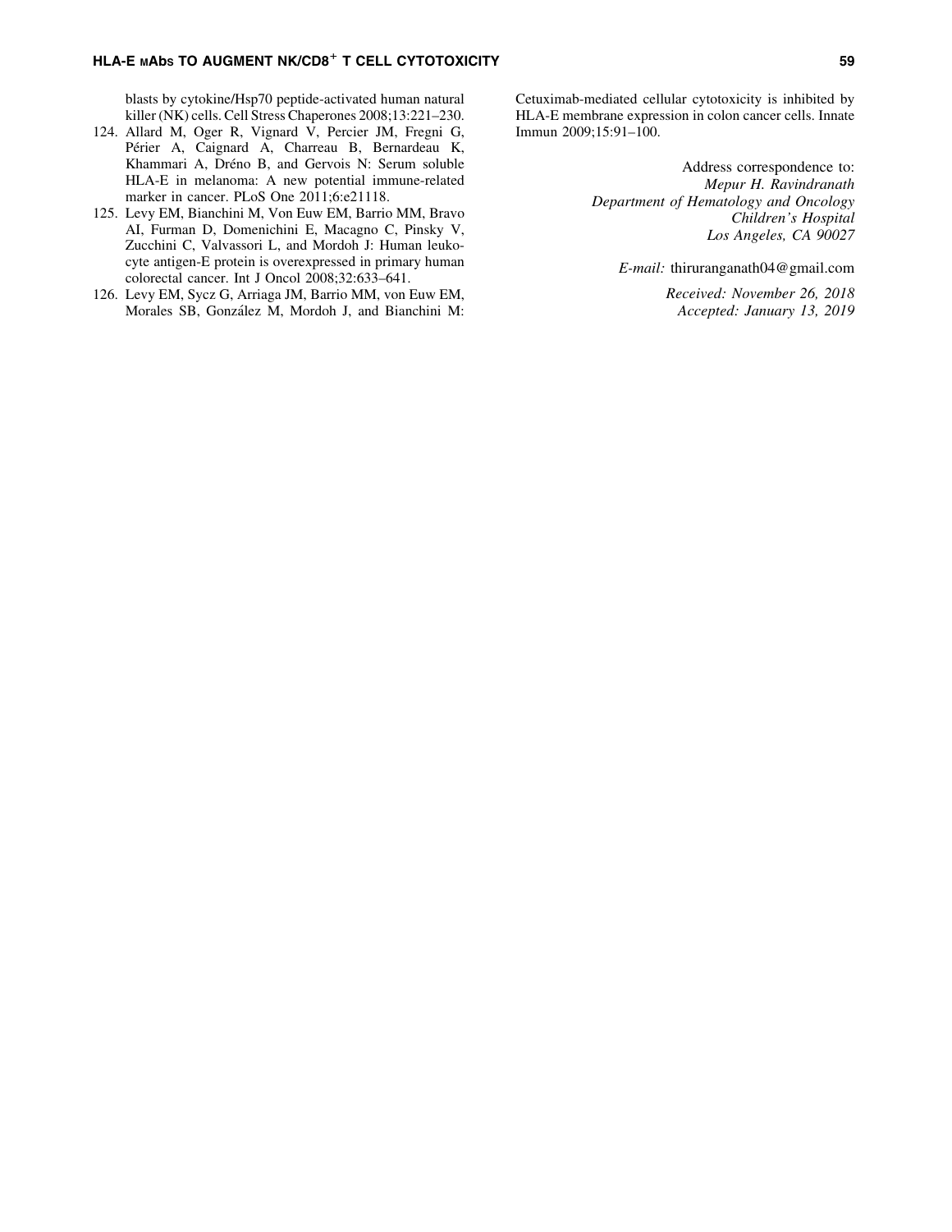blasts by cytokine/Hsp70 peptide-activated human natural killer (NK) cells. Cell Stress Chaperones 2008;13:221–230.

124. Allard M, Oger R, Vignard V, Percier JM, Fregni G, Périer A, Caignard A, Charreau B, Bernardeau K, Khammari A, Dréno B, and Gervois N: Serum soluble HLA-E in melanoma: A new potential immune-related marker in cancer. PLoS One 2011;6:e21118.
125. Levy EM, Bianchini M, Von Euw EM, Barrio MM, Bravo AI, Furman D, Domenichini E, Macagno C, Pinsky V, Zucchini C, Valvassori L, and Mordoh J: Human leukocyte antigen-E protein is overexpressed in primary human colorectal cancer. Int J Oncol 2008;32:633–641.
126. Levy EM, Sycz G, Arriaga JM, Barrio MM, von Euw EM, Morales SB, González M, Mordoh J, and Bianchini M: Cetuximab-mediated cellular cytotoxicity is inhibited by HLA-E membrane expression in colon cancer cells. Innate Immun 2009;15:91–100.

Address correspondence to:
*Mepur H. Ravindranath*
*Department of Hematology and Oncology*
*Children's Hospital*
*Los Angeles, CA 90027*

*E-mail:* thiruranganath04@gmail.com

*Received: November 26, 2018*
*Accepted: January 13, 2019*